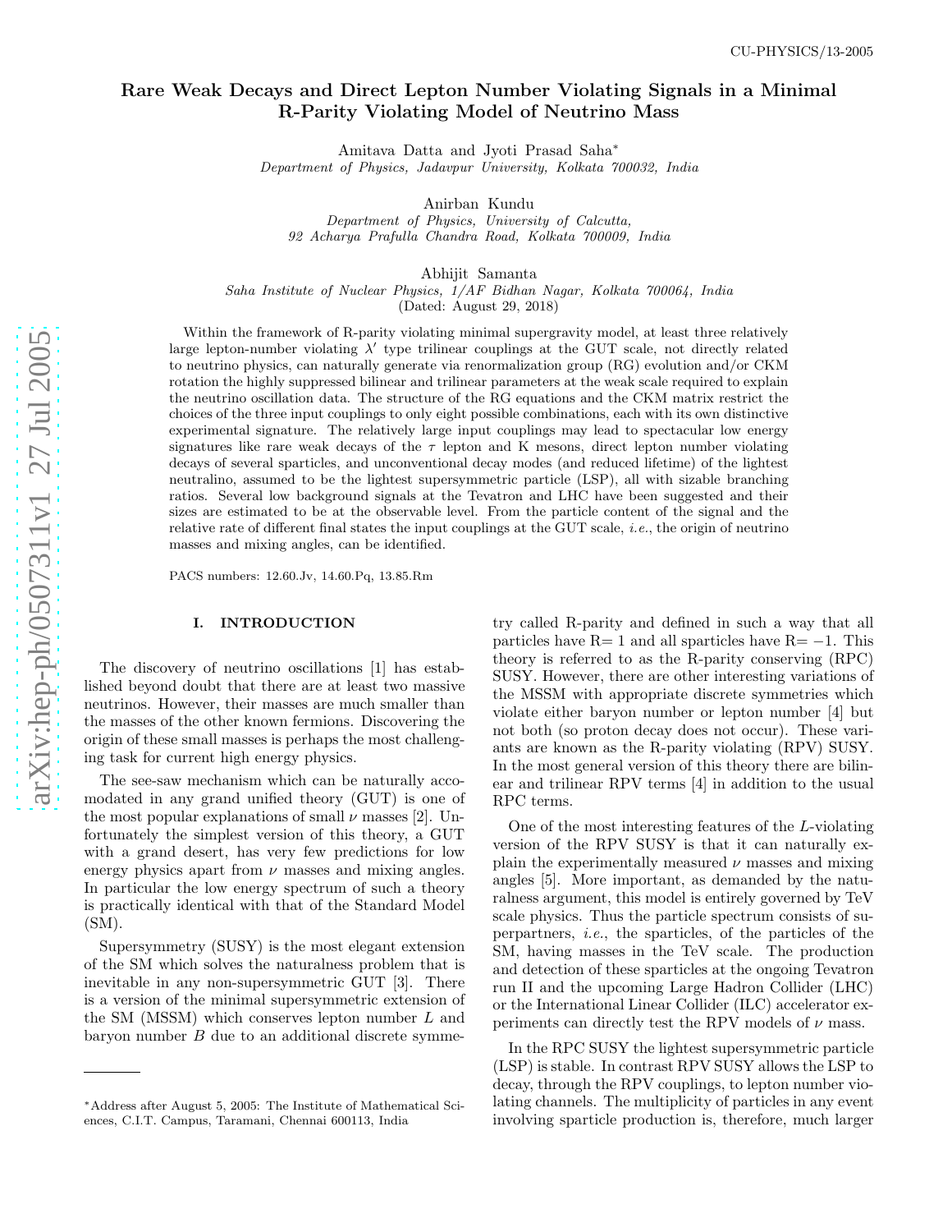CU-PHYSICS/13-2005

# Rare Weak Decays and Direct Lepton Number Violating Signals in a Minimal R-Parity Violating Model of Neutrino Mass

Amitava Datta and Jyoti Prasad Saha*
*Department of Physics, Jadavpur University, Kolkata 700032, India*

Anirban Kundu
*Department of Physics, University of Calcutta, 92 Acharya Prafulla Chandra Road, Kolkata 700009, India*

Abhijit Samanta
*Saha Institute of Nuclear Physics, 1/AF Bidhan Nagar, Kolkata 700064, India*
(Dated: August 29, 2018)

Within the framework of R-parity violating minimal supergravity model, at least three relatively large lepton-number violating $\lambda'$ type trilinear couplings at the GUT scale, not directly related to neutrino physics, can naturally generate via renormalization group (RG) evolution and/or CKM rotation the highly suppressed bilinear and trilinear parameters at the weak scale required to explain the neutrino oscillation data. The structure of the RG equations and the CKM matrix restrict the choices of the three input couplings to only eight possible combinations, each with its own distinctive experimental signature. The relatively large input couplings may lead to spectacular low energy signatures like rare weak decays of the $\tau$ lepton and K mesons, direct lepton number violating decays of several sparticles, and unconventional decay modes (and reduced lifetime) of the lightest neutralino, assumed to be the lightest supersymmetric particle (LSP), all with sizable branching ratios. Several low background signals at the Tevatron and LHC have been suggested and their sizes are estimated to be at the observable level. From the particle content of the signal and the relative rate of different final states the input couplings at the GUT scale, *i.e.*, the origin of neutrino masses and mixing angles, can be identified.

PACS numbers: 12.60.Jv, 14.60.Pq, 13.85.Rm

## I. INTRODUCTION

The discovery of neutrino oscillations [1] has established beyond doubt that there are at least two massive neutrinos. However, their masses are much smaller than the masses of the other known fermions. Discovering the origin of these small masses is perhaps the most challenging task for current high energy physics.

The see-saw mechanism which can be naturally accomodated in any grand unified theory (GUT) is one of the most popular explanations of small $\nu$ masses [2]. Unfortunately the simplest version of this theory, a GUT with a grand desert, has very few predictions for low energy physics apart from $\nu$ masses and mixing angles. In particular the low energy spectrum of such a theory is practically identical with that of the Standard Model (SM).

Supersymmetry (SUSY) is the most elegant extension of the SM which solves the naturalness problem that is inevitable in any non-supersymmetric GUT [3]. There is a version of the minimal supersymmetric extension of the SM (MSSM) which conserves lepton number $L$ and baryon number $B$ due to an additional discrete symmetry called R-parity and defined in such a way that all particles have R= 1 and all sparticles have R= −1. This theory is referred to as the R-parity conserving (RPC) SUSY. However, there are other interesting variations of the MSSM with appropriate discrete symmetries which violate either baryon number or lepton number [4] but not both (so proton decay does not occur). These variants are known as the R-parity violating (RPV) SUSY. In the most general version of this theory there are bilinear and trilinear RPV terms [4] in addition to the usual RPC terms.

One of the most interesting features of the $L$-violating version of the RPV SUSY is that it can naturally explain the experimentally measured $\nu$ masses and mixing angles [5]. More important, as demanded by the naturalness argument, this model is entirely governed by TeV scale physics. Thus the particle spectrum consists of superpartners, *i.e.*, the sparticles, of the particles of the SM, having masses in the TeV scale. The production and detection of these sparticles at the ongoing Tevatron run II and the upcoming Large Hadron Collider (LHC) or the International Linear Collider (ILC) accelerator experiments can directly test the RPV models of $\nu$ mass.

In the RPC SUSY the lightest supersymmetric particle (LSP) is stable. In contrast RPV SUSY allows the LSP to decay, through the RPV couplings, to lepton number violating channels. The multiplicity of particles in any event involving sparticle production is, therefore, much larger

*Address after August 5, 2005: The Institute of Mathematical Sciences, C.I.T. Campus, Taramani, Chennai 600113, India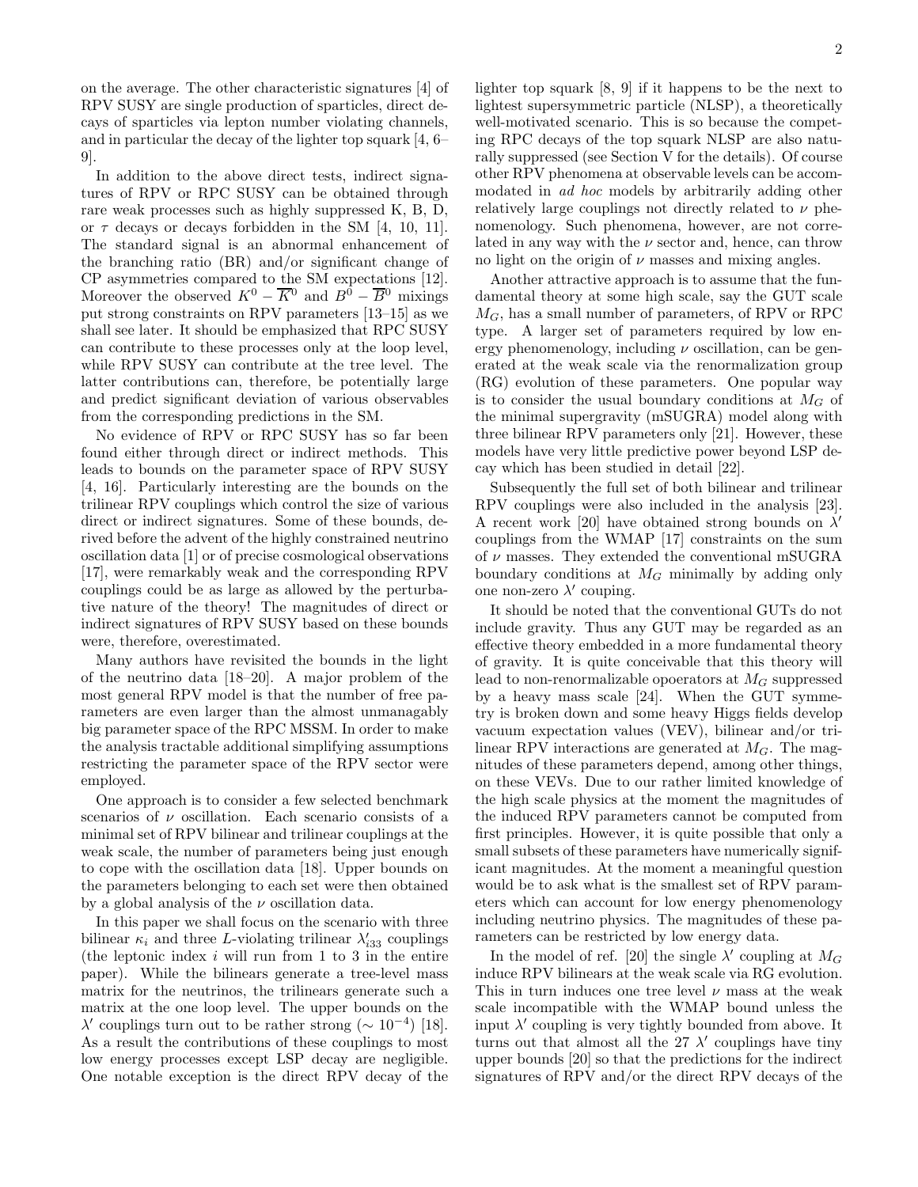on the average. The other characteristic signatures [4] of RPV SUSY are single production of sparticles, direct decays of sparticles via lepton number violating channels, and in particular the decay of the lighter top squark [4, 6–9].

In addition to the above direct tests, indirect signatures of RPV or RPC SUSY can be obtained through rare weak processes such as highly suppressed K, B, D, or $\tau$ decays or decays forbidden in the SM [4, 10, 11]. The standard signal is an abnormal enhancement of the branching ratio (BR) and/or significant change of CP asymmetries compared to the SM expectations [12]. Moreover the observed $K^0 - \overline{K}^0$ and $B^0 - \overline{B}^0$ mixings put strong constraints on RPV parameters [13–15] as we shall see later. It should be emphasized that RPC SUSY can contribute to these processes only at the loop level, while RPV SUSY can contribute at the tree level. The latter contributions can, therefore, be potentially large and predict significant deviation of various observables from the corresponding predictions in the SM.

No evidence of RPV or RPC SUSY has so far been found either through direct or indirect methods. This leads to bounds on the parameter space of RPV SUSY [4, 16]. Particularly interesting are the bounds on the trilinear RPV couplings which control the size of various direct or indirect signatures. Some of these bounds, derived before the advent of the highly constrained neutrino oscillation data [1] or of precise cosmological observations [17], were remarkably weak and the corresponding RPV couplings could be as large as allowed by the perturbative nature of the theory! The magnitudes of direct or indirect signatures of RPV SUSY based on these bounds were, therefore, overestimated.

Many authors have revisited the bounds in the light of the neutrino data [18–20]. A major problem of the most general RPV model is that the number of free parameters are even larger than the almost unmanagably big parameter space of the RPC MSSM. In order to make the analysis tractable additional simplifying assumptions restricting the parameter space of the RPV sector were employed.

One approach is to consider a few selected benchmark scenarios of $\nu$ oscillation. Each scenario consists of a minimal set of RPV bilinear and trilinear couplings at the weak scale, the number of parameters being just enough to cope with the oscillation data [18]. Upper bounds on the parameters belonging to each set were then obtained by a global analysis of the $\nu$ oscillation data.

In this paper we shall focus on the scenario with three bilinear $\kappa_i$ and three $L$-violating trilinear $\lambda'_{i33}$ couplings (the leptonic index $i$ will run from 1 to 3 in the entire paper). While the bilinears generate a tree-level mass matrix for the neutrinos, the trilinears generate such a matrix at the one loop level. The upper bounds on the $\lambda'$ couplings turn out to be rather strong ($\sim 10^{-4}$) [18]. As a result the contributions of these couplings to most low energy processes except LSP decay are negligible. One notable exception is the direct RPV decay of the lighter top squark [8, 9] if it happens to be the next to lightest supersymmetric particle (NLSP), a theoretically well-motivated scenario. This is so because the competing RPC decays of the top squark NLSP are also naturally suppressed (see Section V for the details). Of course other RPV phenomena at observable levels can be accommodated in *ad hoc* models by arbitrarily adding other relatively large couplings not directly related to $\nu$ phenomenology. Such phenomena, however, are not correlated in any way with the $\nu$ sector and, hence, can throw no light on the origin of $\nu$ masses and mixing angles.

Another attractive approach is to assume that the fundamental theory at some high scale, say the GUT scale $M_G$, has a small number of parameters, of RPV or RPC type. A larger set of parameters required by low energy phenomenology, including $\nu$ oscillation, can be generated at the weak scale via the renormalization group (RG) evolution of these parameters. One popular way is to consider the usual boundary conditions at $M_G$ of the minimal supergravity (mSUGRA) model along with three bilinear RPV parameters only [21]. However, these models have very little predictive power beyond LSP decay which has been studied in detail [22].

Subsequently the full set of both bilinear and trilinear RPV couplings were also included in the analysis [23]. A recent work [20] have obtained strong bounds on $\lambda'$ couplings from the WMAP [17] constraints on the sum of $\nu$ masses. They extended the conventional mSUGRA boundary conditions at $M_G$ minimally by adding only one non-zero $\lambda'$ couping.

It should be noted that the conventional GUTs do not include gravity. Thus any GUT may be regarded as an effective theory embedded in a more fundamental theory of gravity. It is quite conceivable that this theory will lead to non-renormalizable opoerators at $M_G$ suppressed by a heavy mass scale [24]. When the GUT symmetry is broken down and some heavy Higgs fields develop vacuum expectation values (VEV), bilinear and/or trilinear RPV interactions are generated at $M_G$. The magnitudes of these parameters depend, among other things, on these VEVs. Due to our rather limited knowledge of the high scale physics at the moment the magnitudes of the induced RPV parameters cannot be computed from first principles. However, it is quite possible that only a small subsets of these parameters have numerically significant magnitudes. At the moment a meaningful question would be to ask what is the smallest set of RPV parameters which can account for low energy phenomenology including neutrino physics. The magnitudes of these parameters can be restricted by low energy data.

In the model of ref. [20] the single $\lambda'$ coupling at $M_G$ induce RPV bilinears at the weak scale via RG evolution. This in turn induces one tree level $\nu$ mass at the weak scale incompatible with the WMAP bound unless the input $\lambda'$ coupling is very tightly bounded from above. It turns out that almost all the 27 $\lambda'$ couplings have tiny upper bounds [20] so that the predictions for the indirect signatures of RPV and/or the direct RPV decays of the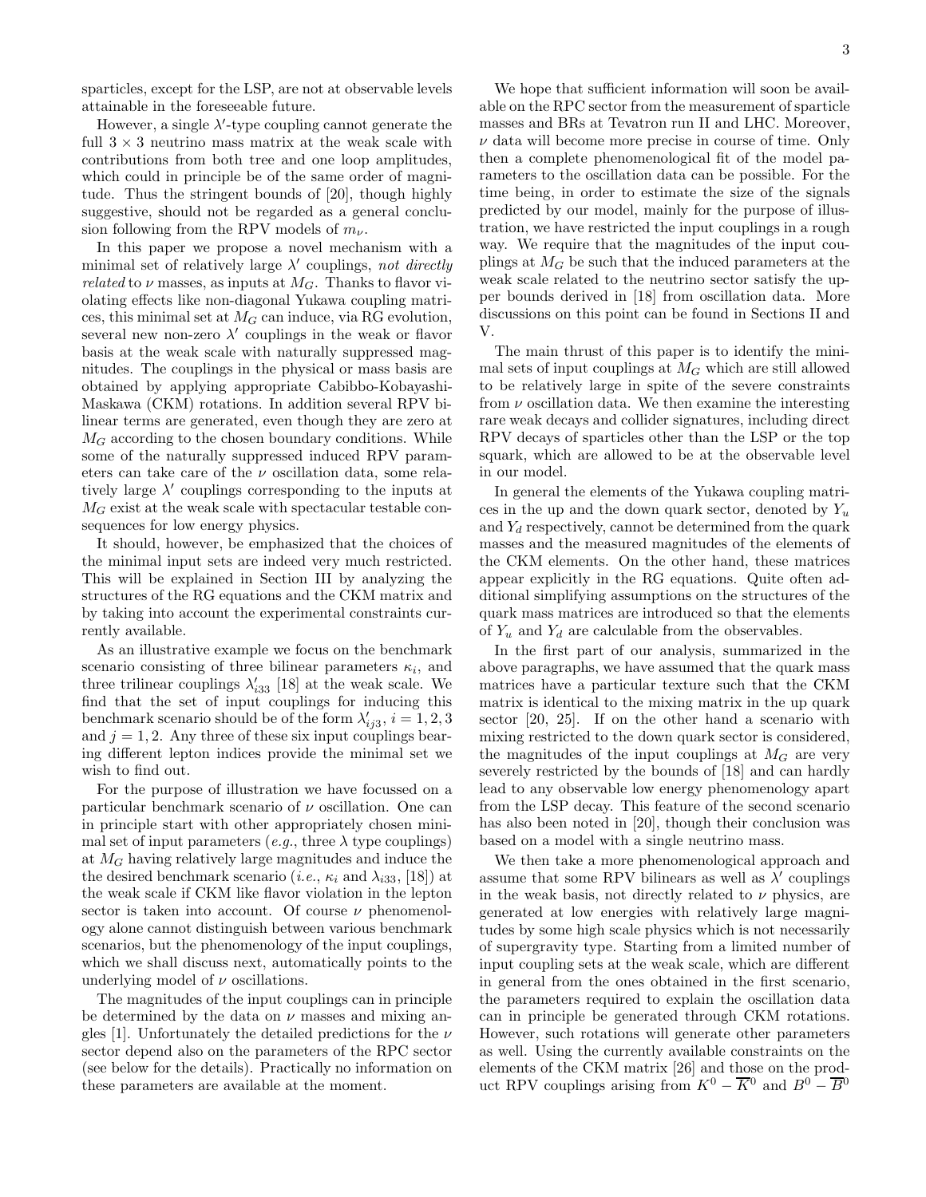sparticles, except for the LSP, are not at observable levels attainable in the foreseeable future.

However, a single $\lambda'$-type coupling cannot generate the full $3 \times 3$ neutrino mass matrix at the weak scale with contributions from both tree and one loop amplitudes, which could in principle be of the same order of magnitude. Thus the stringent bounds of [20], though highly suggestive, should not be regarded as a general conclusion following from the RPV models of $m_\nu$.

In this paper we propose a novel mechanism with a minimal set of relatively large $\lambda'$ couplings, *not directly related* to $\nu$ masses, as inputs at $M_G$. Thanks to flavor violating effects like non-diagonal Yukawa coupling matrices, this minimal set at $M_G$ can induce, via RG evolution, several new non-zero $\lambda'$ couplings in the weak or flavor basis at the weak scale with naturally suppressed magnitudes. The couplings in the physical or mass basis are obtained by applying appropriate Cabibbo-Kobayashi-Maskawa (CKM) rotations. In addition several RPV bilinear terms are generated, even though they are zero at $M_G$ according to the chosen boundary conditions. While some of the naturally suppressed induced RPV parameters can take care of the $\nu$ oscillation data, some relatively large $\lambda'$ couplings corresponding to the inputs at $M_G$ exist at the weak scale with spectacular testable consequences for low energy physics.

It should, however, be emphasized that the choices of the minimal input sets are indeed very much restricted. This will be explained in Section III by analyzing the structures of the RG equations and the CKM matrix and by taking into account the experimental constraints currently available.

As an illustrative example we focus on the benchmark scenario consisting of three bilinear parameters $\kappa_i$, and three trilinear couplings $\lambda'_{i33}$ [18] at the weak scale. We find that the set of input couplings for inducing this benchmark scenario should be of the form $\lambda'_{ij3}$, $i = 1, 2, 3$ and $j = 1, 2$. Any three of these six input couplings bearing different lepton indices provide the minimal set we wish to find out.

For the purpose of illustration we have focussed on a particular benchmark scenario of $\nu$ oscillation. One can in principle start with other appropriately chosen minimal set of input parameters (*e.g.*, three $\lambda$ type couplings) at $M_G$ having relatively large magnitudes and induce the the desired benchmark scenario (*i.e.*, $\kappa_i$ and $\lambda_{i33}$, [18]) at the weak scale if CKM like flavor violation in the lepton sector is taken into account. Of course $\nu$ phenomenology alone cannot distinguish between various benchmark scenarios, but the phenomenology of the input couplings, which we shall discuss next, automatically points to the underlying model of $\nu$ oscillations.

The magnitudes of the input couplings can in principle be determined by the data on $\nu$ masses and mixing angles [1]. Unfortunately the detailed predictions for the $\nu$ sector depend also on the parameters of the RPC sector (see below for the details). Practically no information on these parameters are available at the moment.

We hope that sufficient information will soon be available on the RPC sector from the measurement of sparticle masses and BRs at Tevatron run II and LHC. Moreover, $\nu$ data will become more precise in course of time. Only then a complete phenomenological fit of the model parameters to the oscillation data can be possible. For the time being, in order to estimate the size of the signals predicted by our model, mainly for the purpose of illustration, we have restricted the input couplings in a rough way. We require that the magnitudes of the input couplings at $M_G$ be such that the induced parameters at the weak scale related to the neutrino sector satisfy the upper bounds derived in [18] from oscillation data. More discussions on this point can be found in Sections II and V.

The main thrust of this paper is to identify the minimal sets of input couplings at $M_G$ which are still allowed to be relatively large in spite of the severe constraints from $\nu$ oscillation data. We then examine the interesting rare weak decays and collider signatures, including direct RPV decays of sparticles other than the LSP or the top squark, which are allowed to be at the observable level in our model.

In general the elements of the Yukawa coupling matrices in the up and the down quark sector, denoted by $Y_u$ and $Y_d$ respectively, cannot be determined from the quark masses and the measured magnitudes of the elements of the CKM elements. On the other hand, these matrices appear explicitly in the RG equations. Quite often additional simplifying assumptions on the structures of the quark mass matrices are introduced so that the elements of $Y_u$ and $Y_d$ are calculable from the observables.

In the first part of our analysis, summarized in the above paragraphs, we have assumed that the quark mass matrices have a particular texture such that the CKM matrix is identical to the mixing matrix in the up quark sector [20, 25]. If on the other hand a scenario with mixing restricted to the down quark sector is considered, the magnitudes of the input couplings at $M_G$ are very severely restricted by the bounds of [18] and can hardly lead to any observable low energy phenomenology apart from the LSP decay. This feature of the second scenario has also been noted in [20], though their conclusion was based on a model with a single neutrino mass.

We then take a more phenomenological approach and assume that some RPV bilinears as well as $\lambda'$ couplings in the weak basis, not directly related to $\nu$ physics, are generated at low energies with relatively large magnitudes by some high scale physics which is not necessarily of supergravity type. Starting from a limited number of input coupling sets at the weak scale, which are different in general from the ones obtained in the first scenario, the parameters required to explain the oscillation data can in principle be generated through CKM rotations. However, such rotations will generate other parameters as well. Using the currently available constraints on the elements of the CKM matrix [26] and those on the product RPV couplings arising from $K^0 - \overline{K}^0$ and $B^0 - \overline{B}^0$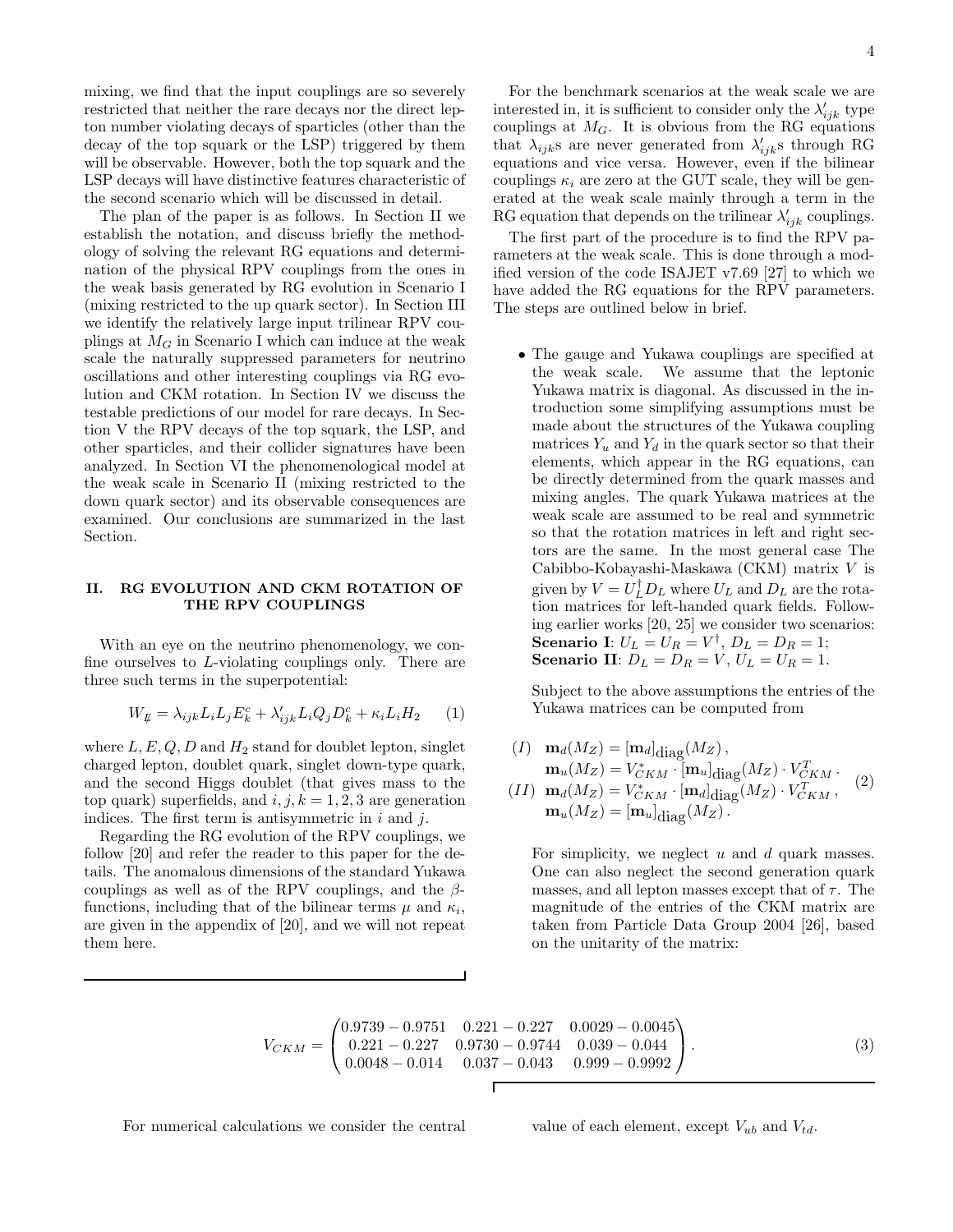mixing, we find that the input couplings are so severely restricted that neither the rare decays nor the direct lepton number violating decays of sparticles (other than the decay of the top squark or the LSP) triggered by them will be observable. However, both the top squark and the LSP decays will have distinctive features characteristic of the second scenario which will be discussed in detail.

The plan of the paper is as follows. In Section II we establish the notation, and discuss briefly the methodology of solving the relevant RG equations and determination of the physical RPV couplings from the ones in the weak basis generated by RG evolution in Scenario I (mixing restricted to the up quark sector). In Section III we identify the relatively large input trilinear RPV couplings at $M_G$ in Scenario I which can induce at the weak scale the naturally suppressed parameters for neutrino oscillations and other interesting couplings via RG evolution and CKM rotation. In Section IV we discuss the testable predictions of our model for rare decays. In Section V the RPV decays of the top squark, the LSP, and other sparticles, and their collider signatures have been analyzed. In Section VI the phenomenological model at the weak scale in Scenario II (mixing restricted to the down quark sector) and its observable consequences are examined. Our conclusions are summarized in the last Section.

## II. RG EVOLUTION AND CKM ROTATION OF THE RPV COUPLINGS

With an eye on the neutrino phenomenology, we confine ourselves to $L$-violating couplings only. There are three such terms in the superpotential:

$$W_{\not{L}} = \lambda_{ijk} L_i L_j E_k^c + \lambda'_{ijk} L_i Q_j D_k^c + \kappa_i L_i H_2 \qquad (1)$$

where $L, E, Q, D$ and $H_2$ stand for doublet lepton, singlet charged lepton, doublet quark, singlet down-type quark, and the second Higgs doublet (that gives mass to the top quark) superfields, and $i, j, k = 1, 2, 3$ are generation indices. The first term is antisymmetric in $i$ and $j$.

Regarding the RG evolution of the RPV couplings, we follow [20] and refer the reader to this paper for the details. The anomalous dimensions of the standard Yukawa couplings as well as of the RPV couplings, and the $\beta$-functions, including that of the bilinear terms $\mu$ and $\kappa_i$, are given in the appendix of [20], and we will not repeat them here.

For the benchmark scenarios at the weak scale we are interested in, it is sufficient to consider only the $\lambda'_{ijk}$ type couplings at $M_G$. It is obvious from the RG equations that $\lambda_{ijk}$s are never generated from $\lambda'_{ijk}$s through RG equations and vice versa. However, even if the bilinear couplings $\kappa_i$ are zero at the GUT scale, they will be generated at the weak scale mainly through a term in the RG equation that depends on the trilinear $\lambda'_{ijk}$ couplings.

The first part of the procedure is to find the RPV parameters at the weak scale. This is done through a modified version of the code ISAJET v7.69 [27] to which we have added the RG equations for the RPV parameters. The steps are outlined below in brief.

- The gauge and Yukawa couplings are specified at the weak scale. We assume that the leptonic Yukawa matrix is diagonal. As discussed in the introduction some simplifying assumptions must be made about the structures of the Yukawa coupling matrices $Y_u$ and $Y_d$ in the quark sector so that their elements, which appear in the RG equations, can be directly determined from the quark masses and mixing angles. The quark Yukawa matrices at the weak scale are assumed to be real and symmetric so that the rotation matrices in left and right sectors are the same. In the most general case The Cabibbo-Kobayashi-Maskawa (CKM) matrix $V$ is given by $V = U_L^\dagger D_L$ where $U_L$ and $D_L$ are the rotation matrices for left-handed quark fields. Following earlier works [20, 25] we consider two scenarios:
  **Scenario I**: $U_L = U_R = V^\dagger$, $D_L = D_R = 1$;
  **Scenario II**: $D_L = D_R = V$, $U_L = U_R = 1$.

  Subject to the above assumptions the entries of the Yukawa matrices can be computed from

$$\begin{aligned}
(I) \quad & \mathbf{m}_d(M_Z) = [\mathbf{m}_d]_{\rm diag}(M_Z)\,, \\
& \mathbf{m}_u(M_Z) = V^*_{CKM} \cdot [\mathbf{m}_u]_{\rm diag}(M_Z) \cdot V^T_{CKM} \cdot \\
(II) \quad & \mathbf{m}_d(M_Z) = V^*_{CKM} \cdot [\mathbf{m}_d]_{\rm diag}(M_Z) \cdot V^T_{CKM}\,, \\
& \mathbf{m}_u(M_Z) = [\mathbf{m}_u]_{\rm diag}(M_Z)\,.
\end{aligned} \qquad (2)$$

  For simplicity, we neglect $u$ and $d$ quark masses. One can also neglect the second generation quark masses, and all lepton masses except that of $\tau$. The magnitude of the entries of the CKM matrix are taken from Particle Data Group 2004 [26], based on the unitarity of the matrix:

$$V_{CKM} = \begin{pmatrix} 0.9739 - 0.9751 & 0.221 - 0.227 & 0.0029 - 0.0045 \\ 0.221 - 0.227 & 0.9730 - 0.9744 & 0.039 - 0.044 \\ 0.0048 - 0.014 & 0.037 - 0.043 & 0.999 - 0.9992 \end{pmatrix}. \qquad (3)$$

For numerical calculations we consider the central value of each element, except $V_{ub}$ and $V_{td}$.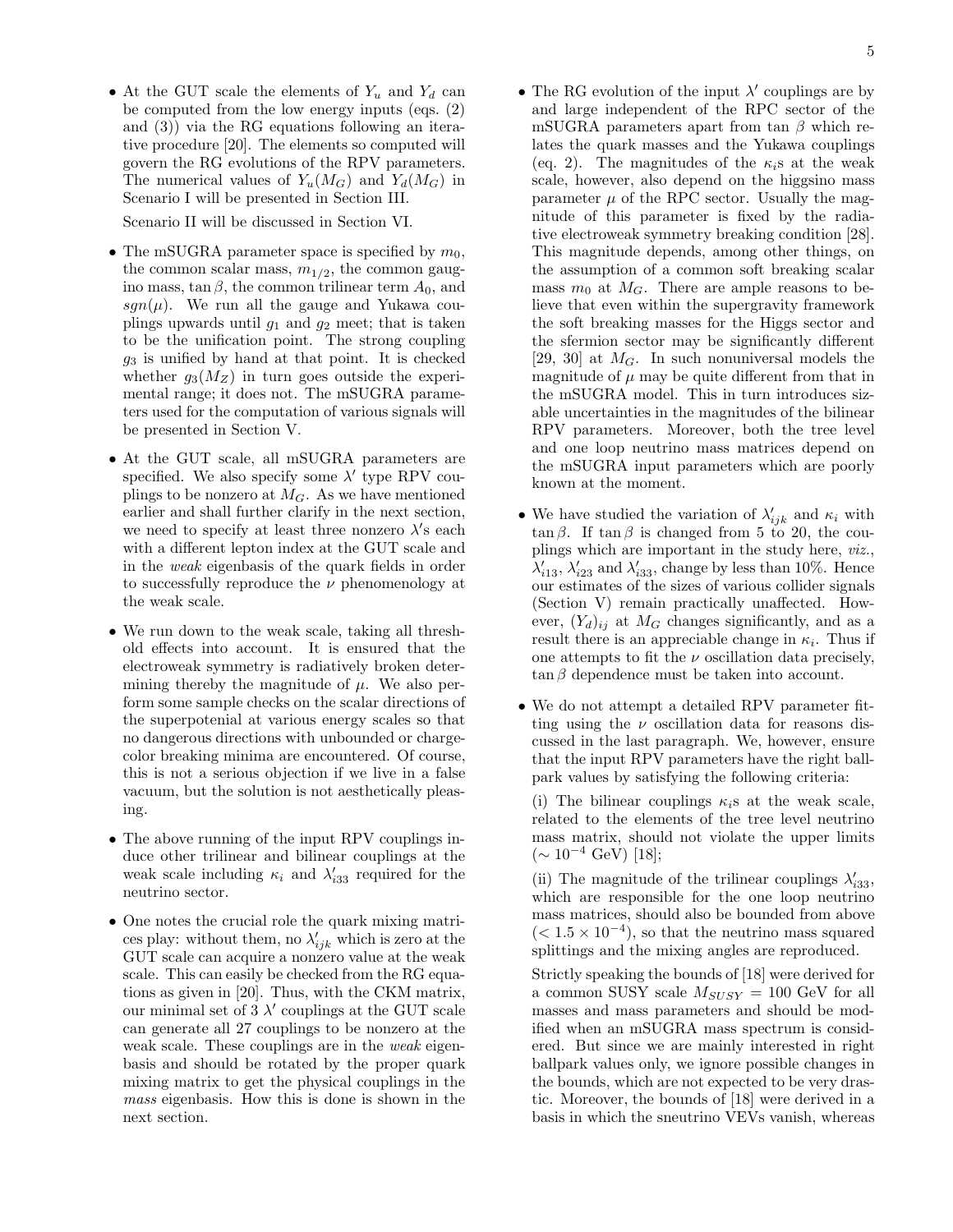- At the GUT scale the elements of $Y_u$ and $Y_d$ can be computed from the low energy inputs (eqs. (2) and (3)) via the RG equations following an iterative procedure [20]. The elements so computed will govern the RG evolutions of the RPV parameters. The numerical values of $Y_u(M_G)$ and $Y_d(M_G)$ in Scenario I will be presented in Section III.

  Scenario II will be discussed in Section VI.

- The mSUGRA parameter space is specified by $m_0$, the common scalar mass, $m_{1/2}$, the common gaugino mass, $\tan\beta$, the common trilinear term $A_0$, and $sgn(\mu)$. We run all the gauge and Yukawa couplings upwards until $g_1$ and $g_2$ meet; that is taken to be the unification point. The strong coupling $g_3$ is unified by hand at that point. It is checked whether $g_3(M_Z)$ in turn goes outside the experimental range; it does not. The mSUGRA parameters used for the computation of various signals will be presented in Section V.

- At the GUT scale, all mSUGRA parameters are specified. We also specify some $\lambda'$ type RPV couplings to be nonzero at $M_G$. As we have mentioned earlier and shall further clarify in the next section, we need to specify at least three nonzero $\lambda'$s each with a different lepton index at the GUT scale and in the *weak* eigenbasis of the quark fields in order to successfully reproduce the $\nu$ phenomenology at the weak scale.

- We run down to the weak scale, taking all threshold effects into account. It is ensured that the electroweak symmetry is radiatively broken determining thereby the magnitude of $\mu$. We also perform some sample checks on the scalar directions of the superpotential at various energy scales so that no dangerous directions with unbounded or charge-color breaking minima are encountered. Of course, this is not a serious objection if we live in a false vacuum, but the solution is not aesthetically pleasing.

- The above running of the input RPV couplings induce other trilinear and bilinear couplings at the weak scale including $\kappa_i$ and $\lambda'_{i33}$ required for the neutrino sector.

- One notes the crucial role the quark mixing matrices play: without them, no $\lambda'_{ijk}$ which is zero at the GUT scale can acquire a nonzero value at the weak scale. This can easily be checked from the RG equations as given in [20]. Thus, with the CKM matrix, our minimal set of 3 $\lambda'$ couplings at the GUT scale can generate all 27 couplings to be nonzero at the weak scale. These couplings are in the *weak* eigenbasis and should be rotated by the proper quark mixing matrix to get the physical couplings in the *mass* eigenbasis. How this is done is shown in the next section.

- The RG evolution of the input $\lambda'$ couplings are by and large independent of the RPC sector of the mSUGRA parameters apart from $\tan\beta$ which relates the quark masses and the Yukawa couplings (eq. 2). The magnitudes of the $\kappa_i$s at the weak scale, however, also depend on the higgsino mass parameter $\mu$ of the RPC sector. Usually the magnitude of this parameter is fixed by the radiative electroweak symmetry breaking condition [28]. This magnitude depends, among other things, on the assumption of a common soft breaking scalar mass $m_0$ at $M_G$. There are ample reasons to believe that even within the supergravity framework the soft breaking masses for the Higgs sector and the sfermion sector may be significantly different [29, 30] at $M_G$. In such nonuniversal models the magnitude of $\mu$ may be quite different from that in the mSUGRA model. This in turn introduces sizable uncertainties in the magnitudes of the bilinear RPV parameters. Moreover, both the tree level and one loop neutrino mass matrices depend on the mSUGRA input parameters which are poorly known at the moment.

- We have studied the variation of $\lambda'_{ijk}$ and $\kappa_i$ with $\tan\beta$. If $\tan\beta$ is changed from 5 to 20, the couplings which are important in the study here, *viz.*, $\lambda'_{i13}$, $\lambda'_{i23}$ and $\lambda'_{i33}$, change by less than 10%. Hence our estimates of the sizes of various collider signals (Section V) remain practically unaffected. However, $(Y_d)_{ij}$ at $M_G$ changes significantly, and as a result there is an appreciable change in $\kappa_i$. Thus if one attempts to fit the $\nu$ oscillation data precisely, $\tan\beta$ dependence must be taken into account.

- We do not attempt a detailed RPV parameter fitting using the $\nu$ oscillation data for reasons discussed in the last paragraph. We, however, ensure that the input RPV parameters have the right ballpark values by satisfying the following criteria:

  (i) The bilinear couplings $\kappa_i$s at the weak scale, related to the elements of the tree level neutrino mass matrix, should not violate the upper limits ($\sim 10^{-4}$ GeV) [18];

  (ii) The magnitude of the trilinear couplings $\lambda'_{i33}$, which are responsible for the one loop neutrino mass matrices, should also be bounded from above ($< 1.5 \times 10^{-4}$), so that the neutrino mass squared splittings and the mixing angles are reproduced.

  Strictly speaking the bounds of [18] were derived for a common SUSY scale $M_{SUSY} = 100$ GeV for all masses and mass parameters and should be modified when an mSUGRA mass spectrum is considered. But since we are mainly interested in right ballpark values only, we ignore possible changes in the bounds, which are not expected to be very drastic. Moreover, the bounds of [18] were derived in a basis in which the sneutrino VEVs vanish, whereas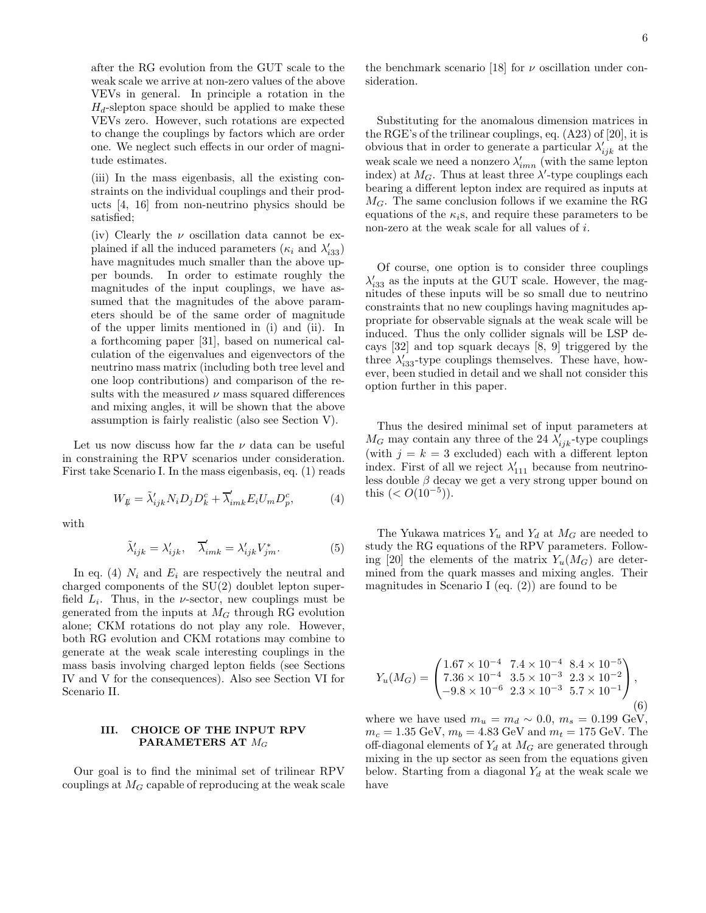after the RG evolution from the GUT scale to the weak scale we arrive at non-zero values of the above VEVs in general. In principle a rotation in the $H_d$-slepton space should be applied to make these VEVs zero. However, such rotations are expected to change the couplings by factors which are order one. We neglect such effects in our order of magnitude estimates.

(iii) In the mass eigenbasis, all the existing constraints on the individual couplings and their products [4, 16] from non-neutrino physics should be satisfied;

(iv) Clearly the $\nu$ oscillation data cannot be explained if all the induced parameters ($\kappa_i$ and $\lambda'_{i33}$) have magnitudes much smaller than the above upper bounds. In order to estimate roughly the magnitudes of the input couplings, we have assumed that the magnitudes of the above parameters should be of the same order of magnitude of the upper limits mentioned in (i) and (ii). In a forthcoming paper [31], based on numerical calculation of the eigenvalues and eigenvectors of the neutrino mass matrix (including both tree level and one loop contributions) and comparison of the results with the measured $\nu$ mass squared differences and mixing angles, it will be shown that the above assumption is fairly realistic (also see Section V).

Let us now discuss how far the $\nu$ data can be useful in constraining the RPV scenarios under consideration. First take Scenario I. In the mass eigenbasis, eq. (1) reads

$$W_{\not{R}} = \tilde{\lambda}'_{ijk} N_i D_j D^c_k + \overline{\lambda}'_{imk} E_i U_m D^c_p, \tag{4}$$

with

$$\tilde{\lambda}'_{ijk} = \lambda'_{ijk}, \quad \overline{\lambda}'_{imk} = \lambda'_{ijk} V^*_{jm}. \tag{5}$$

In eq. (4) $N_i$ and $E_i$ are respectively the neutral and charged components of the SU(2) doublet lepton superfield $L_i$. Thus, in the $\nu$-sector, new couplings must be generated from the inputs at $M_G$ through RG evolution alone; CKM rotations do not play any role. However, both RG evolution and CKM rotations may combine to generate at the weak scale interesting couplings in the mass basis involving charged lepton fields (see Sections IV and V for the consequences). Also see Section VI for Scenario II.

## III. CHOICE OF THE INPUT RPV PARAMETERS AT $M_G$

Our goal is to find the minimal set of trilinear RPV couplings at $M_G$ capable of reproducing at the weak scale the benchmark scenario [18] for $\nu$ oscillation under consideration.

Substituting for the anomalous dimension matrices in the RGE's of the trilinear couplings, eq. (A23) of [20], it is obvious that in order to generate a particular $\lambda'_{ijk}$ at the weak scale we need a nonzero $\lambda'_{imn}$ (with the same lepton index) at $M_G$. Thus at least three $\lambda'$-type couplings each bearing a different lepton index are required as inputs at $M_G$. The same conclusion follows if we examine the RG equations of the $\kappa_i$s, and require these parameters to be non-zero at the weak scale for all values of $i$.

Of course, one option is to consider three couplings $\lambda'_{i33}$ as the inputs at the GUT scale. However, the magnitudes of these inputs will be so small due to neutrino constraints that no new couplings having magnitudes appropriate for observable signals at the weak scale will be induced. Thus the only collider signals will be LSP decays [32] and top squark decays [8, 9] triggered by the three $\lambda'_{i33}$-type couplings themselves. These have, however, been studied in detail and we shall not consider this option further in this paper.

Thus the desired minimal set of input parameters at $M_G$ may contain any three of the 24 $\lambda'_{ijk}$-type couplings (with $j = k = 3$ excluded) each with a different lepton index. First of all we reject $\lambda'_{111}$ because from neutrinoless double $\beta$ decay we get a very strong upper bound on this ($< O(10^{-5})$).

The Yukawa matrices $Y_u$ and $Y_d$ at $M_G$ are needed to study the RG equations of the RPV parameters. Following [20] the elements of the matrix $Y_u(M_G)$ are determined from the quark masses and mixing angles. Their magnitudes in Scenario I (eq. (2)) are found to be

$$Y_u(M_G) = \begin{pmatrix} 1.67 \times 10^{-4} & 7.4 \times 10^{-4} & 8.4 \times 10^{-5} \\ 7.36 \times 10^{-4} & 3.5 \times 10^{-3} & 2.3 \times 10^{-2} \\ -9.8 \times 10^{-6} & 2.3 \times 10^{-3} & 5.7 \times 10^{-1} \end{pmatrix}, \tag{6}$$

where we have used $m_u = m_d \sim 0.0$, $m_s = 0.199$ GeV, $m_c = 1.35$ GeV, $m_b = 4.83$ GeV and $m_t = 175$ GeV. The off-diagonal elements of $Y_d$ at $M_G$ are generated through mixing in the up sector as seen from the equations given below. Starting from a diagonal $Y_d$ at the weak scale we have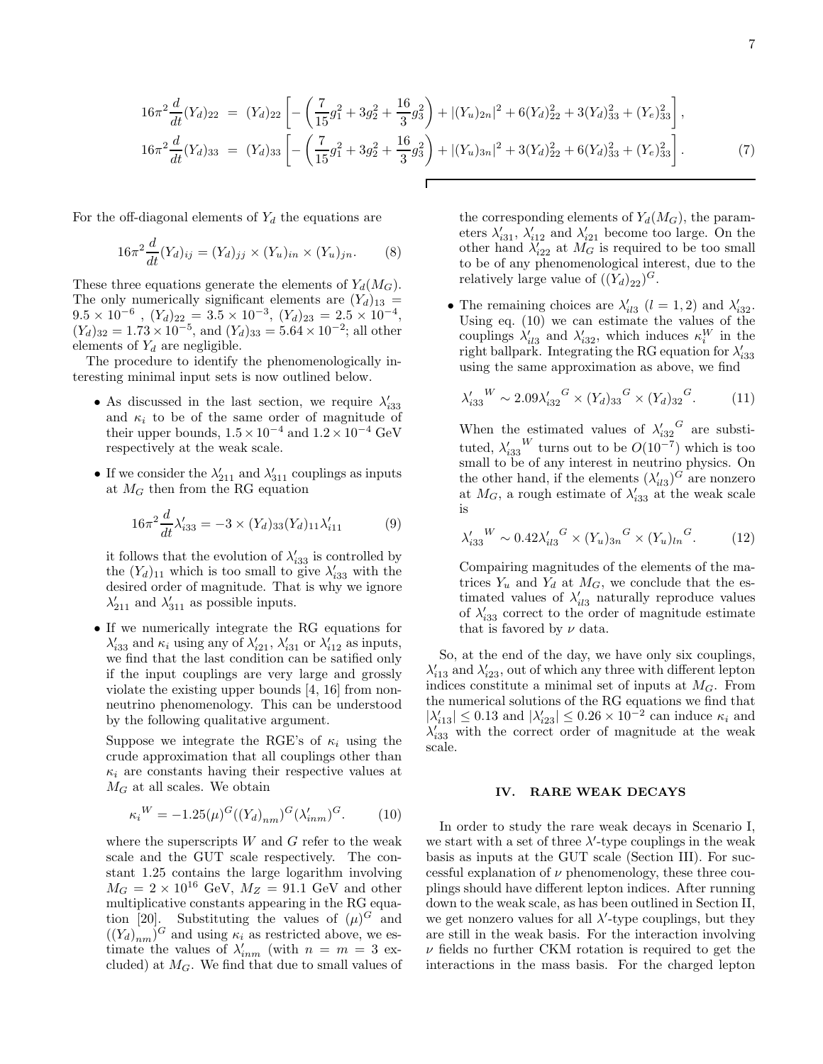$$
\begin{aligned}
16\pi^2 \frac{d}{dt}(Y_d)_{22} &= (Y_d)_{22}\left[-\left(\frac{7}{15}g_1^2 + 3g_2^2 + \frac{16}{3}g_3^2\right) + |(Y_u)_{2n}|^2 + 6(Y_d)_{22}^2 + 3(Y_d)_{33}^2 + (Y_e)_{33}^2\right], \\
16\pi^2 \frac{d}{dt}(Y_d)_{33} &= (Y_d)_{33}\left[-\left(\frac{7}{15}g_1^2 + 3g_2^2 + \frac{16}{3}g_3^2\right) + |(Y_u)_{3n}|^2 + 3(Y_d)_{22}^2 + 6(Y_d)_{33}^2 + (Y_e)_{33}^2\right].
\end{aligned} \tag{7}
$$

For the off-diagonal elements of $Y_d$ the equations are

$$
16\pi^2 \frac{d}{dt}(Y_d)_{ij} = (Y_d)_{jj} \times (Y_u)_{in} \times (Y_u)_{jn}. \tag{8}
$$

These three equations generate the elements of $Y_d(M_G)$. The only numerically significant elements are $(Y_d)_{13} = 9.5 \times 10^{-6}$ , $(Y_d)_{22} = 3.5 \times 10^{-3}$, $(Y_d)_{23} = 2.5 \times 10^{-4}$, $(Y_d)_{32} = 1.73 \times 10^{-5}$, and $(Y_d)_{33} = 5.64 \times 10^{-2}$; all other elements of $Y_d$ are negligible.

The procedure to identify the phenomenologically interesting minimal input sets is now outlined below.

- As discussed in the last section, we require $\lambda'_{i33}$ and $\kappa_i$ to be of the same order of magnitude of their upper bounds, $1.5 \times 10^{-4}$ and $1.2 \times 10^{-4}$ GeV respectively at the weak scale.

- If we consider the $\lambda'_{211}$ and $\lambda'_{311}$ couplings as inputs at $M_G$ then from the RG equation

$$
16\pi^2 \frac{d}{dt}\lambda'_{i33} = -3 \times (Y_d)_{33}(Y_d)_{11}\lambda'_{i11} \tag{9}
$$

  it follows that the evolution of $\lambda'_{i33}$ is controlled by the $(Y_d)_{11}$ which is too small to give $\lambda'_{i33}$ with the desired order of magnitude. That is why we ignore $\lambda'_{211}$ and $\lambda'_{311}$ as possible inputs.

- If we numerically integrate the RG equations for $\lambda'_{i33}$ and $\kappa_i$ using any of $\lambda'_{i21}$, $\lambda'_{i31}$ or $\lambda'_{i12}$ as inputs, we find that the last condition can be satified only if the input couplings are very large and grossly violate the existing upper bounds [4, 16] from non-neutrino phenomenology. This can be understood by the following qualitative argument.

  Suppose we integrate the RGE's of $\kappa_i$ using the crude approximation that all couplings other than $\kappa_i$ are constants having their respective values at $M_G$ at all scales. We obtain

$$
\kappa_i{}^W = -1.25(\mu)^G((Y_d)_{nm})^G(\lambda'_{inm})^G. \tag{10}
$$

  where the superscripts $W$ and $G$ refer to the weak scale and the GUT scale respectively. The constant 1.25 contains the large logarithm involving $M_G = 2 \times 10^{16}$ GeV, $M_Z = 91.1$ GeV and other multiplicative constants appearing in the RG equation [20]. Substituting the values of $(\mu)^G$ and $((Y_d)_{nm})^G$ and using $\kappa_i$ as restricted above, we estimate the values of $\lambda'_{inm}$ (with $n = m = 3$ excluded) at $M_G$. We find that due to small values of the corresponding elements of $Y_d(M_G)$, the parameters $\lambda'_{i31}$, $\lambda'_{i12}$ and $\lambda'_{i21}$ become too large. On the other hand $\lambda'_{i22}$ at $M_G$ is required to be too small to be of any phenomenological interest, due to the relatively large value of $((Y_d)_{22})^G$.

- The remaining choices are $\lambda'_{il3}$ $(l = 1, 2)$ and $\lambda'_{i32}$. Using eq. (10) we can estimate the values of the couplings $\lambda'_{il3}$ and $\lambda'_{i32}$, which induces $\kappa_i^W$ in the right ballpark. Integrating the RG equation for $\lambda'_{i33}$ using the same approximation as above, we find

$$
\lambda'_{i33}{}^W \sim 2.09\lambda'_{i32}{}^G \times (Y_d)_{33}{}^G \times (Y_d)_{32}{}^G. \tag{11}
$$

  When the estimated values of $\lambda'_{i32}{}^G$ are substituted, $\lambda'_{i33}{}^W$ turns out to be $O(10^{-7})$ which is too small to be of any interest in neutrino physics. On the other hand, if the elements $(\lambda'_{il3})^G$ are nonzero at $M_G$, a rough estimate of $\lambda'_{i33}$ at the weak scale is

$$
\lambda'_{i33}{}^W \sim 0.42\lambda'_{il3}{}^G \times (Y_u)_{3n}{}^G \times (Y_u)_{ln}{}^G. \tag{12}
$$

  Compairing magnitudes of the elements of the matrices $Y_u$ and $Y_d$ at $M_G$, we conclude that the estimated values of $\lambda'_{il3}$ naturally reproduce values of $\lambda'_{i33}$ correct to the order of magnitude estimate that is favored by $\nu$ data.

So, at the end of the day, we have only six couplings, $\lambda'_{i13}$ and $\lambda'_{i23}$, out of which any three with different lepton indices constitute a minimal set of inputs at $M_G$. From the numerical solutions of the RG equations we find that $|\lambda'_{i13}| \leq 0.13$ and $|\lambda'_{i23}| \leq 0.26 \times 10^{-2}$ can induce $\kappa_i$ and $\lambda'_{i33}$ with the correct order of magnitude at the weak scale.

## IV. RARE WEAK DECAYS

In order to study the rare weak decays in Scenario I, we start with a set of three $\lambda'$-type couplings in the weak basis as inputs at the GUT scale (Section III). For successful explanation of $\nu$ phenomenology, these three couplings should have different lepton indices. After running down to the weak scale, as has been outlined in Section II, we get nonzero values for all $\lambda'$-type couplings, but they are still in the weak basis. For the interaction involving $\nu$ fields no further CKM rotation is required to get the interactions in the mass basis. For the charged lepton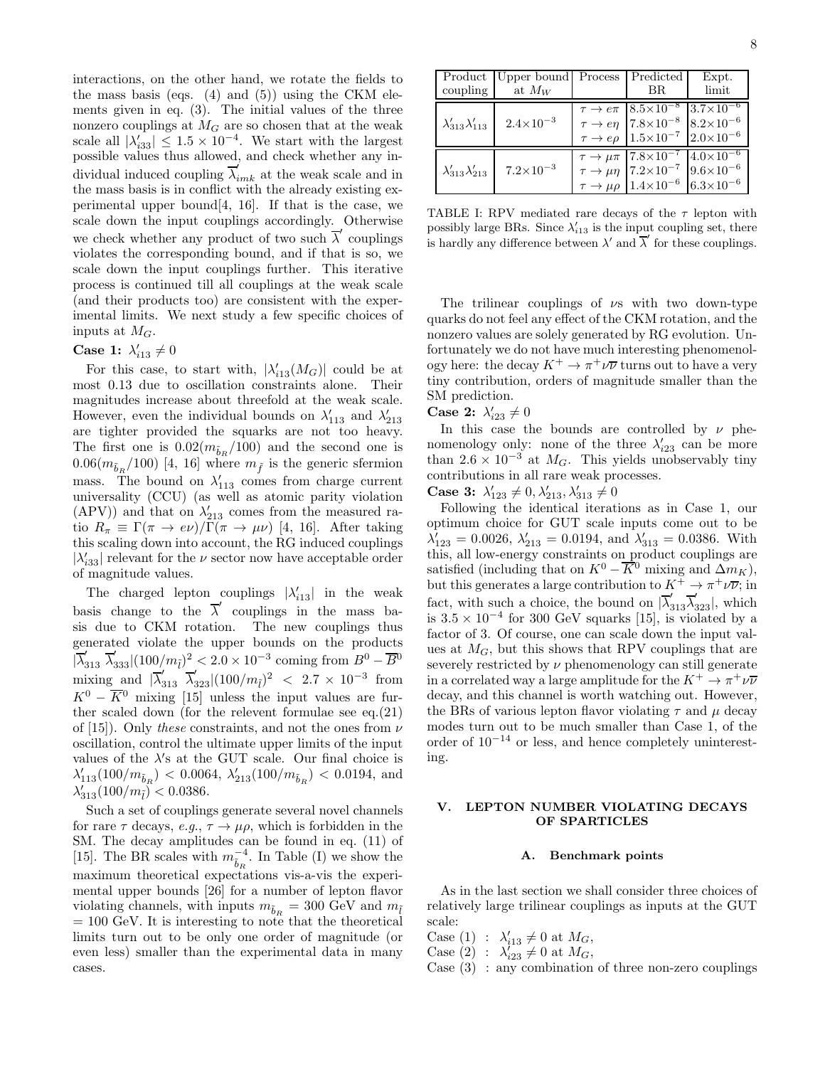interactions, on the other hand, we rotate the fields to the mass basis (eqs. (4) and (5)) using the CKM elements given in eq. (3). The initial values of the three nonzero couplings at $M_G$ are so chosen that at the weak scale all $|\lambda'_{i33}| \leq 1.5 \times 10^{-4}$. We start with the largest possible values thus allowed, and check whether any individual induced coupling $\overline{\lambda}'_{imk}$ at the weak scale and in the mass basis is in conflict with the already existing experimental upper bound[4, 16]. If that is the case, we scale down the input couplings accordingly. Otherwise we check whether any product of two such $\overline{\lambda}'$ couplings violates the corresponding bound, and if that is so, we scale down the input couplings further. This iterative process is continued till all couplings at the weak scale (and their products too) are consistent with the experimental limits. We next study a few specific choices of inputs at $M_G$.

**Case 1:** $\lambda'_{i13} \neq 0$

For this case, to start with, $|\lambda'_{i13}(M_G)|$ could be at most 0.13 due to oscillation constraints alone. Their magnitudes increase about threefold at the weak scale. However, even the individual bounds on $\lambda'_{113}$ and $\lambda'_{213}$ are tighter provided the squarks are not too heavy. The first one is $0.02(m_{\tilde{b}_R}/100)$ and the second one is $0.06(m_{\tilde{b}_R}/100)$ [4, 16] where $m_{\tilde{f}}$ is the generic sfermion mass. The bound on $\lambda'_{113}$ comes from charge current universality (CCU) (as well as atomic parity violation (APV)) and that on $\lambda'_{213}$ comes from the measured ratio $R_\pi \equiv \Gamma(\pi \to e\nu)/\Gamma(\pi \to \mu\nu)$ [4, 16]. After taking this scaling down into account, the RG induced couplings $|\lambda'_{i33}|$ relevant for the $\nu$ sector now have acceptable order of magnitude values.

The charged lepton couplings $|\lambda'_{i13}|$ in the weak basis change to the $\overline{\lambda}'$ couplings in the mass basis due to CKM rotation. The new couplings thus generated violate the upper bounds on the products $|\overline{\lambda}'_{313}\ \overline{\lambda}'_{333}|(100/m_{\tilde{l}})^2 < 2.0 \times 10^{-3}$ coming from $B^0 - \overline{B}^0$ mixing and $|\overline{\lambda}'_{313}\ \overline{\lambda}'_{323}|(100/m_{\tilde{l}})^2 < 2.7 \times 10^{-3}$ from $K^0 - \overline{K}^0$ mixing [15] unless the input values are further scaled down (for the relevent formulae see eq.(21) of [15]). Only *these* constraints, and not the ones from $\nu$ oscillation, control the ultimate upper limits of the input values of the $\lambda$'s at the GUT scale. Our final choice is $\lambda'_{113}(100/m_{\tilde{b}_R}) < 0.0064$, $\lambda'_{213}(100/m_{\tilde{b}_R}) < 0.0194$, and $\lambda'_{313}(100/m_{\tilde{l}}) < 0.0386$.

Such a set of couplings generate several novel channels for rare $\tau$ decays, *e.g.*, $\tau \to \mu\rho$, which is forbidden in the SM. The decay amplitudes can be found in eq. (11) of [15]. The BR scales with $m_{\tilde{b}_R}^{-4}$. In Table (I) we show the maximum theoretical expectations vis-a-vis the experimental upper bounds [26] for a number of lepton flavor violating channels, with inputs $m_{\tilde{b}_R}$ = 300 GeV and $m_{\tilde{l}}$ = 100 GeV. It is interesting to note that the theoretical limits turn out to be only one order of magnitude (or even less) smaller than the experimental data in many cases.

| Product coupling | Upper bound at $M_W$ | Process | Predicted BR | Expt. limit |
|---|---|---|---|---|
| $\lambda'_{313}\lambda'_{113}$ | $2.4\times10^{-3}$ | $\tau \to e\pi$ | $8.5\times10^{-8}$ | $3.7\times10^{-6}$ |
| | | $\tau \to e\eta$ | $7.8\times10^{-8}$ | $8.2\times10^{-6}$ |
| | | $\tau \to e\rho$ | $1.5\times10^{-7}$ | $2.0\times10^{-6}$ |
| $\lambda'_{313}\lambda'_{213}$ | $7.2\times10^{-3}$ | $\tau \to \mu\pi$ | $7.8\times10^{-7}$ | $4.0\times10^{-6}$ |
| | | $\tau \to \mu\eta$ | $7.2\times10^{-7}$ | $9.6\times10^{-6}$ |
| | | $\tau \to \mu\rho$ | $1.4\times10^{-6}$ | $6.3\times10^{-6}$ |

TABLE I: RPV mediated rare decays of the $\tau$ lepton with possibly large BRs. Since $\lambda'_{i13}$ is the input coupling set, there is hardly any difference between $\lambda'$ and $\overline{\lambda}'$ for these couplings.

The trilinear couplings of $\nu$s with two down-type quarks do not feel any effect of the CKM rotation, and the nonzero values are solely generated by RG evolution. Unfortunately we do not have much interesting phenomenology here: the decay $K^+ \to \pi^+\nu\overline{\nu}$ turns out to have a very tiny contribution, orders of magnitude smaller than the SM prediction.

**Case 2:** $\lambda'_{i23} \neq 0$

In this case the bounds are controlled by $\nu$ phenomenology only: none of the three $\lambda'_{i23}$ can be more than $2.6 \times 10^{-3}$ at $M_G$. This yields unobservably tiny contributions in all rare weak processes.

**Case 3:** $\lambda'_{123} \neq 0, \lambda'_{213}, \lambda'_{313} \neq 0$

Following the identical iterations as in Case 1, our optimum choice for GUT scale inputs come out to be $\lambda'_{123} = 0.0026$, $\lambda'_{213} = 0.0194$, and $\lambda'_{313} = 0.0386$. With this, all low-energy constraints on product couplings are satisfied (including that on $K^0 - \overline{K}^0$ mixing and $\Delta m_K$), but this generates a large contribution to $K^+ \to \pi^+\nu\overline{\nu}$; in fact, with such a choice, the bound on $|\overline{\lambda}'_{313}\overline{\lambda}'_{323}|$, which is $3.5 \times 10^{-4}$ for 300 GeV squarks [15], is violated by a factor of 3. Of course, one can scale down the input values at $M_G$, but this shows that RPV couplings that are severely restricted by $\nu$ phenomenology can still generate in a correlated way a large amplitude for the $K^+ \to \pi^+\nu\overline{\nu}$ decay, and this channel is worth watching out. However, the BRs of various lepton flavor violating $\tau$ and $\mu$ decay modes turn out to be much smaller than Case 1, of the order of $10^{-14}$ or less, and hence completely uninteresting.

## V. LEPTON NUMBER VIOLATING DECAYS OF SPARTICLES

### A. Benchmark points

As in the last section we shall consider three choices of relatively large trilinear couplings as inputs at the GUT scale:

Case (1) : $\lambda'_{i13} \neq 0$ at $M_G$,

Case (2) : $\lambda'_{i23} \neq 0$ at $M_G$,

Case (3) : any combination of three non-zero couplings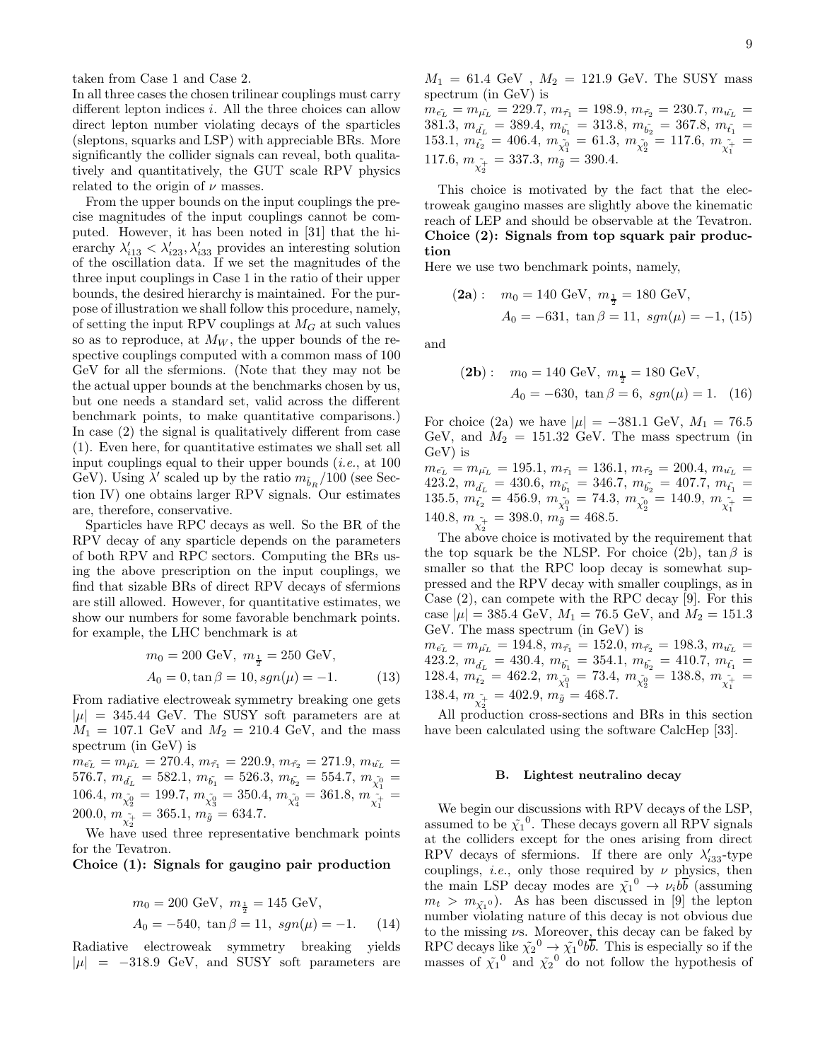taken from Case 1 and Case 2.

In all three cases the chosen trilinear couplings must carry different lepton indices $i$. All the three choices can allow direct lepton number violating decays of the sparticles (sleptons, squarks and LSP) with appreciable BRs. More significantly the collider signals can reveal, both qualitatively and quantitatively, the GUT scale RPV physics related to the origin of $\nu$ masses.

From the upper bounds on the input couplings the precise magnitudes of the input couplings cannot be computed. However, it has been noted in [31] that the hierarchy $\lambda'_{i13} < \lambda'_{i23}, \lambda'_{i33}$ provides an interesting solution of the oscillation data. If we set the magnitudes of the three input couplings in Case 1 in the ratio of their upper bounds, the desired hierarchy is maintained. For the purpose of illustration we shall follow this procedure, namely, of setting the input RPV couplings at $M_G$ at such values so as to reproduce, at $M_W$, the upper bounds of the respective couplings computed with a common mass of 100 GeV for all the sfermions. (Note that they may not be the actual upper bounds at the benchmarks chosen by us, but one needs a standard set, valid across the different benchmark points, to make quantitative comparisons.) In case (2) the signal is qualitatively different from case (1). Even here, for quantitative estimates we shall set all input couplings equal to their upper bounds (*i.e.*, at 100 GeV). Using $\lambda'$ scaled up by the ratio $m_{\tilde{b}_R}/100$ (see Section IV) one obtains larger RPV signals. Our estimates are, therefore, conservative.

Sparticles have RPC decays as well. So the BR of the RPV decay of any sparticle depends on the parameters of both RPV and RPC sectors. Computing the BRs using the above prescription on the input couplings, we find that sizable BRs of direct RPV decays of sfermions are still allowed. However, for quantitative estimates, we show our numbers for some favorable benchmark points. for example, the LHC benchmark is at

$$m_0 = 200 \text{ GeV},\ m_{\frac{1}{2}} = 250 \text{ GeV},$$
$$A_0 = 0, \tan\beta = 10, sgn(\mu) = -1. \qquad (13)$$

From radiative electroweak symmetry breaking one gets $|\mu| = 345.44$ GeV. The SUSY soft parameters are at $M_1 = 107.1$ GeV and $M_2 = 210.4$ GeV, and the mass spectrum (in GeV) is

$m_{\tilde{e_L}} = m_{\tilde{\mu_L}} = 270.4$, $m_{\tilde{\tau}_1} = 220.9$, $m_{\tilde{\tau}_2} = 271.9$, $m_{\tilde{u_L}} = 576.7$, $m_{\tilde{d_L}} = 582.1$, $m_{\tilde{b_1}} = 526.3$, $m_{\tilde{b_2}} = 554.7$, $m_{\tilde{\chi}_1^0} = 106.4$, $m_{\tilde{\chi}_2^0} = 199.7$, $m_{\tilde{\chi}_3^0} = 350.4$, $m_{\tilde{\chi}_4^0} = 361.8$, $m_{\tilde{\chi}_1^+} = 200.0$, $m_{\tilde{\chi}_2^+} = 365.1$, $m_{\tilde{g}} = 634.7$.

We have used three representative benchmark points for the Tevatron.

**Choice (1): Signals for gaugino pair production**

$$m_0 = 200 \text{ GeV},\ m_{\frac{1}{2}} = 145 \text{ GeV},$$
$$A_0 = -540,\ \tan\beta = 11,\ sgn(\mu) = -1. \qquad (14)$$

Radiative electroweak symmetry breaking yields $|\mu| = -318.9$ GeV, and SUSY soft parameters are $M_1 = 61.4$ GeV , $M_2 = 121.9$ GeV. The SUSY mass spectrum (in GeV) is

$m_{\tilde{e_L}} = m_{\tilde{\mu_L}} = 229.7$, $m_{\tilde{\tau}_1} = 198.9$, $m_{\tilde{\tau}_2} = 230.7$, $m_{\tilde{u_L}} = 381.3$, $m_{\tilde{d_L}} = 389.4$, $m_{\tilde{b_1}} = 313.8$, $m_{\tilde{b_2}} = 367.8$, $m_{\tilde{t_1}} = 153.1$, $m_{\tilde{t_2}} = 406.4$, $m_{\tilde{\chi}_1^0} = 61.3$, $m_{\tilde{\chi}_2^0} = 117.6$, $m_{\tilde{\chi}_1^+} = 117.6$, $m_{\tilde{\chi}_2^+} = 337.3$, $m_{\tilde{g}} = 390.4$.

This choice is motivated by the fact that the electroweak gaugino masses are slightly above the kinematic reach of LEP and should be observable at the Tevatron.

**Choice (2): Signals from top squark pair production**

Here we use two benchmark points, namely,

$$(\mathbf{2a}): \quad m_0 = 140 \text{ GeV},\ m_{\frac{1}{2}} = 180 \text{ GeV},$$
$$A_0 = -631,\ \tan\beta = 11,\ sgn(\mu) = -1, \quad (15)$$

and

$$(\mathbf{2b}): \quad m_0 = 140 \text{ GeV},\ m_{\frac{1}{2}} = 180 \text{ GeV},$$
$$A_0 = -630,\ \tan\beta = 6,\ sgn(\mu) = 1. \quad (16)$$

For choice (2a) we have $|\mu| = -381.1$ GeV, $M_1 = 76.5$ GeV, and $M_2 = 151.32$ GeV. The mass spectrum (in GeV) is

$m_{\tilde{e_L}} = m_{\tilde{\mu_L}} = 195.1$, $m_{\tilde{\tau}_1} = 136.1$, $m_{\tilde{\tau}_2} = 200.4$, $m_{\tilde{u_L}} = 423.2$, $m_{\tilde{d_L}} = 430.6$, $m_{\tilde{b_1}} = 346.7$, $m_{\tilde{b_2}} = 407.7$, $m_{\tilde{t_1}} = 135.5$, $m_{\tilde{t_2}} = 456.9$, $m_{\tilde{\chi}_1^0} = 74.3$, $m_{\tilde{\chi}_2^0} = 140.9$, $m_{\tilde{\chi}_1^+} = 140.8$, $m_{\tilde{\chi}_2^+} = 398.0$, $m_{\tilde{g}} = 468.5$.

The above choice is motivated by the requirement that the top squark be the NLSP. For choice (2b), $\tan\beta$ is smaller so that the RPC loop decay is somewhat suppressed and the RPV decay with smaller couplings, as in Case (2), can compete with the RPC decay [9]. For this case $|\mu| = 385.4$ GeV, $M_1 = 76.5$ GeV, and $M_2 = 151.3$ GeV. The mass spectrum (in GeV) is

$m_{\tilde{e_L}} = m_{\tilde{\mu_L}} = 194.8$, $m_{\tilde{\tau}_1} = 152.0$, $m_{\tilde{\tau}_2} = 198.3$, $m_{\tilde{u_L}} = 423.2$, $m_{\tilde{d_L}} = 430.4$, $m_{\tilde{b_1}} = 354.1$, $m_{\tilde{b_2}} = 410.7$, $m_{\tilde{t_1}} = 128.4$, $m_{\tilde{t_2}} = 462.2$, $m_{\tilde{\chi}_1^0} = 73.4$, $m_{\tilde{\chi}_2^0} = 138.8$, $m_{\tilde{\chi}_1^+} = 138.4$, $m_{\tilde{\chi}_2^+} = 402.9$, $m_{\tilde{g}} = 468.7$.

All production cross-sections and BRs in this section have been calculated using the software CalcHep [33].

### B. Lightest neutralino decay

We begin our discussions with RPV decays of the LSP, assumed to be ${\tilde{\chi}_1}^0$. These decays govern all RPV signals at the colliders except for the ones arising from direct RPV decays of sfermions. If there are only $\lambda'_{i33}$-type couplings, *i.e.*, only those required by $\nu$ physics, then the main LSP decay modes are ${\tilde{\chi}_1}^0 \to \nu_i b\overline{b}$ (assuming $m_t > m_{\tilde{\chi}_1^0}$). As has been discussed in [9] the lepton number violating nature of this decay is not obvious due to the missing $\nu$s. Moreover, this decay can be faked by RPC decays like ${\tilde{\chi}_2}^0 \to {\tilde{\chi}_1}^0 b\overline{b}$. This is especially so if the masses of ${\tilde{\chi}_1}^0$ and ${\tilde{\chi}_2}^0$ do not follow the hypothesis of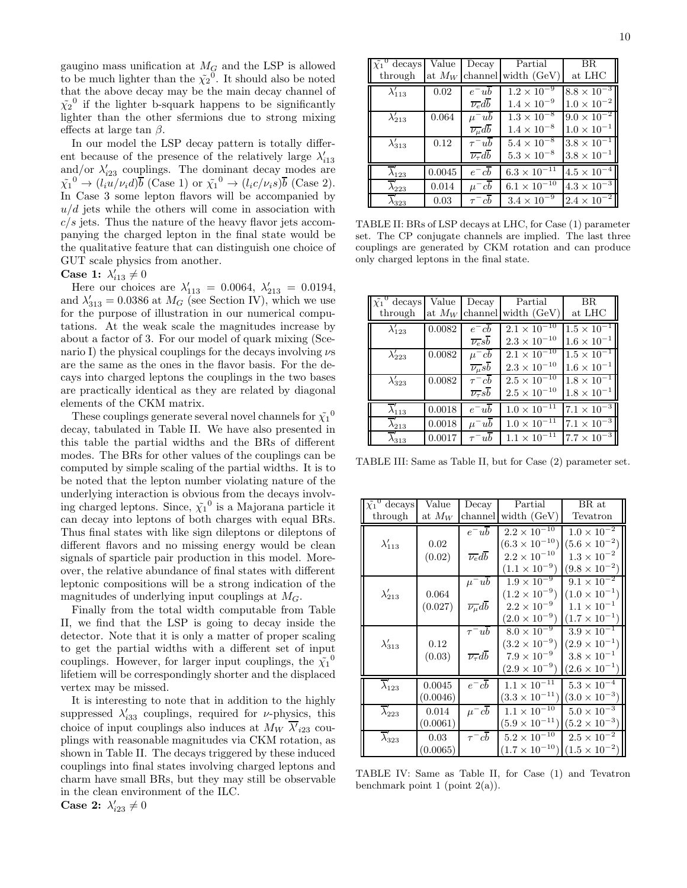gaugino mass unification at $M_G$ and the LSP is allowed to be much lighter than the $\tilde{\chi}_2^0$. It should also be noted that the above decay may be the main decay channel of $\tilde{\chi}_2^0$ if the lighter b-squark happens to be significantly lighter than the other sfermions due to strong mixing effects at large $\tan\beta$.

In our model the LSP decay pattern is totally different because of the presence of the relatively large $\lambda'_{i13}$ and/or $\lambda'_{i23}$ couplings. The dominant decay modes are $\tilde{\chi}_1^0 \to (l_i u/\nu_i d)\overline{b}$ (Case 1) or $\tilde{\chi}_1^0 \to (l_i c/\nu_i s)\overline{b}$ (Case 2). In Case 3 some lepton flavors will be accompanied by $u/d$ jets while the others will come in association with $c/s$ jets. Thus the nature of the heavy flavor jets accompanying the charged lepton in the final state would be the qualitative feature that can distinguish one choice of GUT scale physics from another.

**Case 1:** $\lambda'_{i13} \neq 0$

Here our choices are $\lambda'_{113} = 0.0064$, $\lambda'_{213} = 0.0194$, and $\lambda'_{313} = 0.0386$ at $M_G$ (see Section IV), which we use for the purpose of illustration in our numerical computations. At the weak scale the magnitudes increase by about a factor of 3. For our model of quark mixing (Scenario I) the physical couplings for the decays involving $\nu$s are the same as the ones in the flavor basis. For the decays into charged leptons the couplings in the two bases are practically identical as they are related by diagonal elements of the CKM matrix.

These couplings generate several novel channels for $\tilde{\chi}_1^0$ decay, tabulated in Table II. We have also presented in this table the partial widths and the BRs of different modes. The BRs for other values of the couplings can be computed by simple scaling of the partial widths. It is to be noted that the lepton number violating nature of the underlying interaction is obvious from the decays involving charged leptons. Since, $\tilde{\chi}_1^0$ is a Majorana particle it can decay into leptons of both charges with equal BRs. Thus final states with like sign dileptons or dileptons of different flavors and no missing energy would be clean signals of sparticle pair production in this model. Moreover, the relative abundance of final states with different leptonic compositions will be a strong indication of the magnitudes of underlying input couplings at $M_G$.

Finally from the total width computable from Table II, we find that the LSP is going to decay inside the detector. Note that it is only a matter of proper scaling to get the partial widths with a different set of input couplings. However, for larger input couplings, the $\tilde{\chi}_1^0$ lifetiem will be correspondingly shorter and the displaced vertex may be missed.

It is interesting to note that in addition to the highly suppressed $\lambda'_{i33}$ couplings, required for $\nu$-physics, this choice of input couplings also induces at $M_W$ $\overline{\lambda'}_{i23}$ couplings with reasonable magnitudes via CKM rotation, as shown in Table II. The decays triggered by these induced couplings into final states involving charged leptons and charm have small BRs, but they may still be observable in the clean environment of the ILC.

**Case 2:** $\lambda'_{i23} \neq 0$

| $\tilde{\chi}_1^0$ decays through | Value at $M_W$ | Decay channel | Partial width (GeV) | BR at LHC |
|---|---|---|---|---|
| $\lambda'_{113}$ | 0.02 | $e^- u\overline{b}$ | $1.2\times10^{-9}$ | $8.8\times10^{-3}$ |
| | | $\overline{\nu_e} d\overline{b}$ | $1.4\times10^{-9}$ | $1.0\times10^{-2}$ |
| $\lambda'_{213}$ | 0.064 | $\mu^- u\overline{b}$ | $1.3\times10^{-8}$ | $9.0\times10^{-2}$ |
| | | $\overline{\nu_\mu} d\overline{b}$ | $1.4\times10^{-8}$ | $1.0\times10^{-1}$ |
| $\lambda'_{313}$ | 0.12 | $\tau^- u\overline{b}$ | $5.4\times10^{-8}$ | $3.8\times10^{-1}$ |
| | | $\overline{\nu_\tau} d\overline{b}$ | $5.3\times10^{-8}$ | $3.8\times10^{-1}$ |
| $\overline{\lambda}'_{123}$ | 0.0045 | $e^- c\overline{b}$ | $6.3\times10^{-11}$ | $4.5\times10^{-4}$ |
| $\overline{\lambda}'_{223}$ | 0.014 | $\mu^- c\overline{b}$ | $6.1\times10^{-10}$ | $4.3\times10^{-3}$ |
| $\overline{\lambda}'_{323}$ | 0.03 | $\tau^- c\overline{b}$ | $3.4\times10^{-9}$ | $2.4\times10^{-2}$ |

TABLE II: BRs of LSP decays at LHC, for Case (1) parameter set. The CP conjugate channels are implied. The last three couplings are generated by CKM rotation and can produce only charged leptons in the final state.

| $\tilde{\chi}_1^0$ decays through | Value at $M_W$ | Decay channel | Partial width (GeV) | BR at LHC |
|---|---|---|---|---|
| $\lambda'_{123}$ | 0.0082 | $e^- c\overline{b}$ | $2.1\times10^{-10}$ | $1.5\times10^{-1}$ |
| | | $\overline{\nu_e} s\overline{b}$ | $2.3\times10^{-10}$ | $1.6\times10^{-1}$ |
| $\lambda'_{223}$ | 0.0082 | $\mu^- c\overline{b}$ | $2.1\times10^{-10}$ | $1.5\times10^{-1}$ |
| | | $\overline{\nu_\mu} s\overline{b}$ | $2.3\times10^{-10}$ | $1.6\times10^{-1}$ |
| $\lambda'_{323}$ | 0.0082 | $\tau^- c\overline{b}$ | $2.5\times10^{-10}$ | $1.8\times10^{-1}$ |
| | | $\overline{\nu_\tau} s\overline{b}$ | $2.5\times10^{-10}$ | $1.8\times10^{-1}$ |
| $\overline{\lambda}'_{113}$ | 0.0018 | $e^- u\overline{b}$ | $1.0\times10^{-11}$ | $7.1\times10^{-3}$ |
| $\overline{\lambda}'_{213}$ | 0.0018 | $\mu^- u\overline{b}$ | $1.0\times10^{-11}$ | $7.1\times10^{-3}$ |
| $\overline{\lambda}'_{313}$ | 0.0017 | $\tau^- u\overline{b}$ | $1.1\times10^{-11}$ | $7.7\times10^{-3}$ |

TABLE III: Same as Table II, but for Case (2) parameter set.

| $\tilde{\chi}_1^0$ decays through | Value at $M_W$ | Decay channel | Partial width (GeV) | BR at Tevatron |
|---|---|---|---|---|
| $\lambda'_{113}$ | 0.02 (0.02) | $e^- u\overline{b}$ | $2.2\times10^{-10}$ $(6.3\times10^{-10})$ | $1.0\times10^{-2}$ $(5.6\times10^{-2})$ |
| | | $\overline{\nu_e} d\overline{b}$ | $2.2\times10^{-10}$ $(1.1\times10^{-9})$ | $1.3\times10^{-2}$ $(9.8\times10^{-2})$ |
| $\lambda'_{213}$ | 0.064 (0.027) | $\mu^- u\overline{b}$ | $1.9\times10^{-9}$ $(1.2\times10^{-9})$ | $9.1\times10^{-2}$ $(1.0\times10^{-1})$ |
| | | $\overline{\nu_\mu} d\overline{b}$ | $2.2\times10^{-9}$ $(2.0\times10^{-9})$ | $1.1\times10^{-1}$ $(1.7\times10^{-1})$ |
| $\lambda'_{313}$ | 0.12 (0.03) | $\tau^- u\overline{b}$ | $8.0\times10^{-9}$ $(3.2\times10^{-9})$ | $3.9\times10^{-1}$ $(2.9\times10^{-1})$ |
| | | $\overline{\nu_\tau} d\overline{b}$ | $7.9\times10^{-9}$ $(2.9\times10^{-9})$ | $3.8\times10^{-1}$ $(2.6\times10^{-1})$ |
| $\overline{\lambda}'_{123}$ | 0.0045 (0.0046) | $e^- c\overline{b}$ | $1.1\times10^{-11}$ $(3.3\times10^{-11})$ | $5.3\times10^{-4}$ $(3.0\times10^{-3})$ |
| $\overline{\lambda}'_{223}$ | 0.014 (0.0061) | $\mu^- c\overline{b}$ | $1.1\times10^{-10}$ $(5.9\times10^{-11})$ | $5.0\times10^{-3}$ $(5.2\times10^{-3})$ |
| $\overline{\lambda}'_{323}$ | 0.03 (0.0065) | $\tau^- c\overline{b}$ | $5.2\times10^{-10}$ $(1.7\times10^{-10})$ | $2.5\times10^{-2}$ $(1.5\times10^{-2})$ |

TABLE IV: Same as Table II, for Case (1) and Tevatron benchmark point 1 (point 2(a)).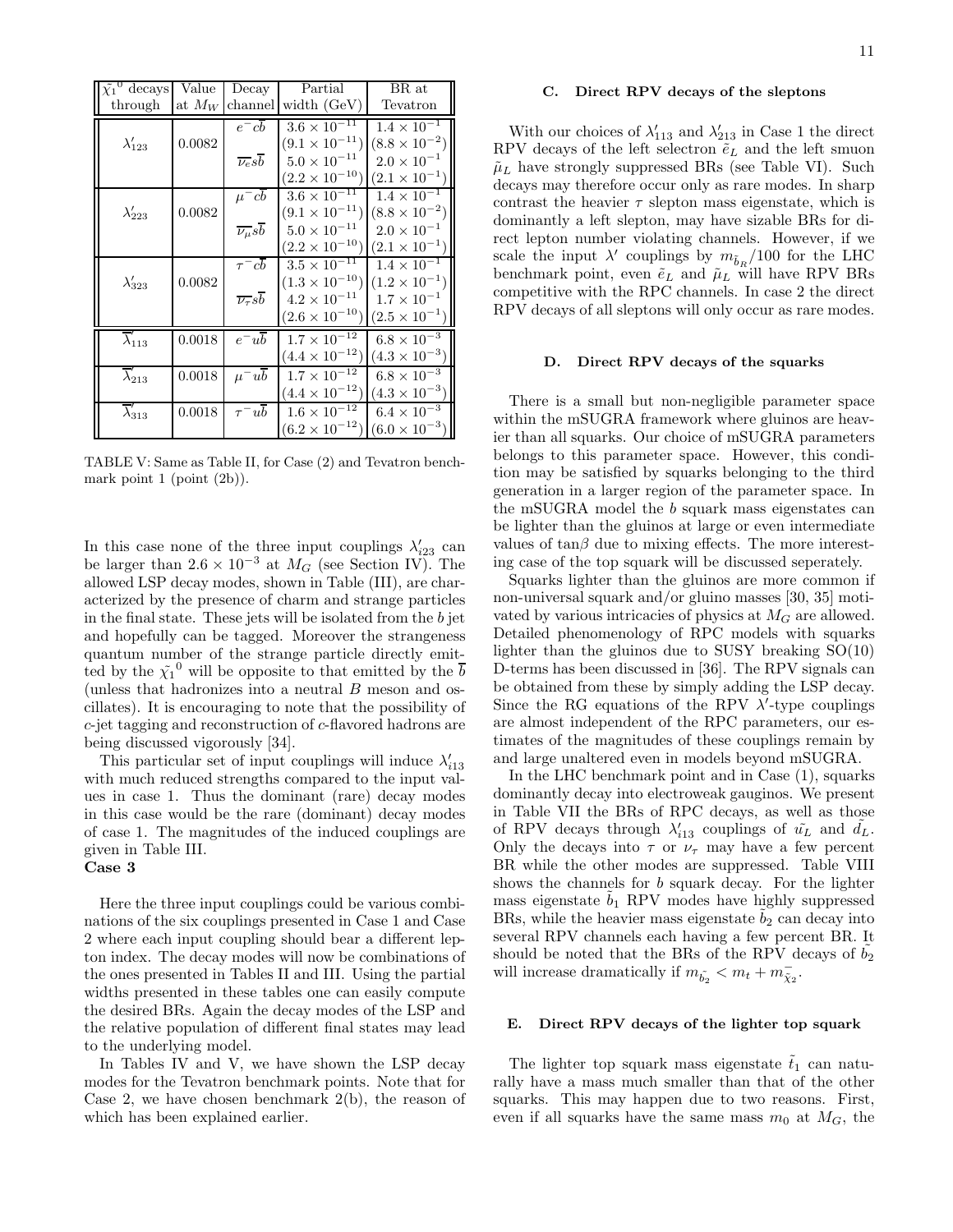| $\tilde{\chi}_1{}^0$ decays through | Value at $M_W$ | Decay channel | Partial width (GeV) | BR at Tevatron |
|---|---|---|---|---|
| $\lambda'_{123}$ | 0.0082 | $e^- c\overline{b}$ | $3.6 \times 10^{-11}$ | $1.4 \times 10^{-1}$ |
| | | | $(9.1 \times 10^{-11})$ | $(8.8 \times 10^{-2})$ |
| | | $\overline{\nu_e} s\overline{b}$ | $5.0 \times 10^{-11}$ | $2.0 \times 10^{-1}$ |
| | | | $(2.2 \times 10^{-10})$ | $(2.1 \times 10^{-1})$ |
| $\lambda'_{223}$ | 0.0082 | $\mu^- c\overline{b}$ | $3.6 \times 10^{-11}$ | $1.4 \times 10^{-1}$ |
| | | | $(9.1 \times 10^{-11})$ | $(8.8 \times 10^{-2})$ |
| | | $\overline{\nu_\mu} s\overline{b}$ | $5.0 \times 10^{-11}$ | $2.0 \times 10^{-1}$ |
| | | | $(2.2 \times 10^{-10})$ | $(2.1 \times 10^{-1})$ |
| $\lambda'_{323}$ | 0.0082 | $\tau^- c\overline{b}$ | $3.5 \times 10^{-11}$ | $1.4 \times 10^{-1}$ |
| | | | $(1.3 \times 10^{-10})$ | $(1.2 \times 10^{-1})$ |
| | | $\overline{\nu_\tau} s\overline{b}$ | $4.2 \times 10^{-11}$ | $1.7 \times 10^{-1}$ |
| | | | $(2.6 \times 10^{-10})$ | $(2.5 \times 10^{-1})$ |
| $\overline{\lambda}'_{113}$ | 0.0018 | $e^- u\overline{b}$ | $1.7 \times 10^{-12}$ | $6.8 \times 10^{-3}$ |
| | | | $(4.4 \times 10^{-12})$ | $(4.3 \times 10^{-3})$ |
| $\overline{\lambda}'_{213}$ | 0.0018 | $\mu^- u\overline{b}$ | $1.7 \times 10^{-12}$ | $6.8 \times 10^{-3}$ |
| | | | $(4.4 \times 10^{-12})$ | $(4.3 \times 10^{-3})$ |
| $\overline{\lambda}'_{313}$ | 0.0018 | $\tau^- u\overline{b}$ | $1.6 \times 10^{-12}$ | $6.4 \times 10^{-3}$ |
| | | | $(6.2 \times 10^{-12})$ | $(6.0 \times 10^{-3})$ |

TABLE V: Same as Table II, for Case (2) and Tevatron benchmark point 1 (point (2b)).

In this case none of the three input couplings $\lambda'_{i23}$ can be larger than $2.6 \times 10^{-3}$ at $M_G$ (see Section IV). The allowed LSP decay modes, shown in Table (III), are characterized by the presence of charm and strange particles in the final state. These jets will be isolated from the $b$ jet and hopefully can be tagged. Moreover the strangeness quantum number of the strange particle directly emitted by the $\tilde{\chi}_1{}^0$ will be opposite to that emitted by the $\overline{b}$ (unless that hadronizes into a neutral $B$ meson and oscillates). It is encouraging to note that the possibility of $c$-jet tagging and reconstruction of $c$-flavored hadrons are being discussed vigorously [34].

This particular set of input couplings will induce $\lambda'_{i13}$ with much reduced strengths compared to the input values in case 1. Thus the dominant (rare) decay modes in this case would be the rare (dominant) decay modes of case 1. The magnitudes of the induced couplings are given in Table III.

**Case 3**

Here the three input couplings could be various combinations of the six couplings presented in Case 1 and Case 2 where each input coupling should bear a different lepton index. The decay modes will now be combinations of the ones presented in Tables II and III. Using the partial widths presented in these tables one can easily compute the desired BRs. Again the decay modes of the LSP and the relative population of different final states may lead to the underlying model.

In Tables IV and V, we have shown the LSP decay modes for the Tevatron benchmark points. Note that for Case 2, we have chosen benchmark 2(b), the reason of which has been explained earlier.

### C. Direct RPV decays of the sleptons

With our choices of $\lambda'_{113}$ and $\lambda'_{213}$ in Case 1 the direct RPV decays of the left selectron $\tilde{e}_L$ and the left smuon $\tilde{\mu}_L$ have strongly suppressed BRs (see Table VI). Such decays may therefore occur only as rare modes. In sharp contrast the heavier $\tau$ slepton mass eigenstate, which is dominantly a left slepton, may have sizable BRs for direct lepton number violating channels. However, if we scale the input $\lambda'$ couplings by $m_{\tilde{b}_R}/100$ for the LHC benchmark point, even $\tilde{e}_L$ and $\tilde{\mu}_L$ will have RPV BRs competitive with the RPC channels. In case 2 the direct RPV decays of all sleptons will only occur as rare modes.

### D. Direct RPV decays of the squarks

There is a small but non-negligible parameter space within the mSUGRA framework where gluinos are heavier than all squarks. Our choice of mSUGRA parameters belongs to this parameter space. However, this condition may be satisfied by squarks belonging to the third generation in a larger region of the parameter space. In the mSUGRA model the $b$ squark mass eigenstates can be lighter than the gluinos at large or even intermediate values of tan$\beta$ due to mixing effects. The more interesting case of the top squark will be discussed seperately.

Squarks lighter than the gluinos are more common if non-universal squark and/or gluino masses [30, 35] motivated by various intricacies of physics at $M_G$ are allowed. Detailed phenomenology of RPC models with squarks lighter than the gluinos due to SUSY breaking SO(10) D-terms has been discussed in [36]. The RPV signals can be obtained from these by simply adding the LSP decay. Since the RG equations of the RPV $\lambda'$-type couplings are almost independent of the RPC parameters, our estimates of the magnitudes of these couplings remain by and large unaltered even in models beyond mSUGRA.

In the LHC benchmark point and in Case (1), squarks dominantly decay into electroweak gauginos. We present in Table VII the BRs of RPC decays, as well as those of RPV decays through $\lambda'_{i13}$ couplings of $\tilde{u_L}$ and $\tilde{d_L}$. Only the decays into $\tau$ or $\nu_\tau$ may have a few percent BR while the other modes are suppressed. Table VIII shows the channels for $b$ squark decay. For the lighter mass eigenstate $\tilde{b}_1$ RPV modes have highly suppressed BRs, while the heavier mass eigenstate $\tilde{b}_2$ can decay into several RPV channels each having a few percent BR. It should be noted that the BRs of the RPV decays of $\tilde{b_2}$ will increase dramatically if $m_{\tilde{b_2}} < m_t + m_{\tilde{\chi}_2^-}$.

### E. Direct RPV decays of the lighter top squark

The lighter top squark mass eigenstate $\tilde{t}_1$ can naturally have a mass much smaller than that of the other squarks. This may happen due to two reasons. First, even if all squarks have the same mass $m_0$ at $M_G$, the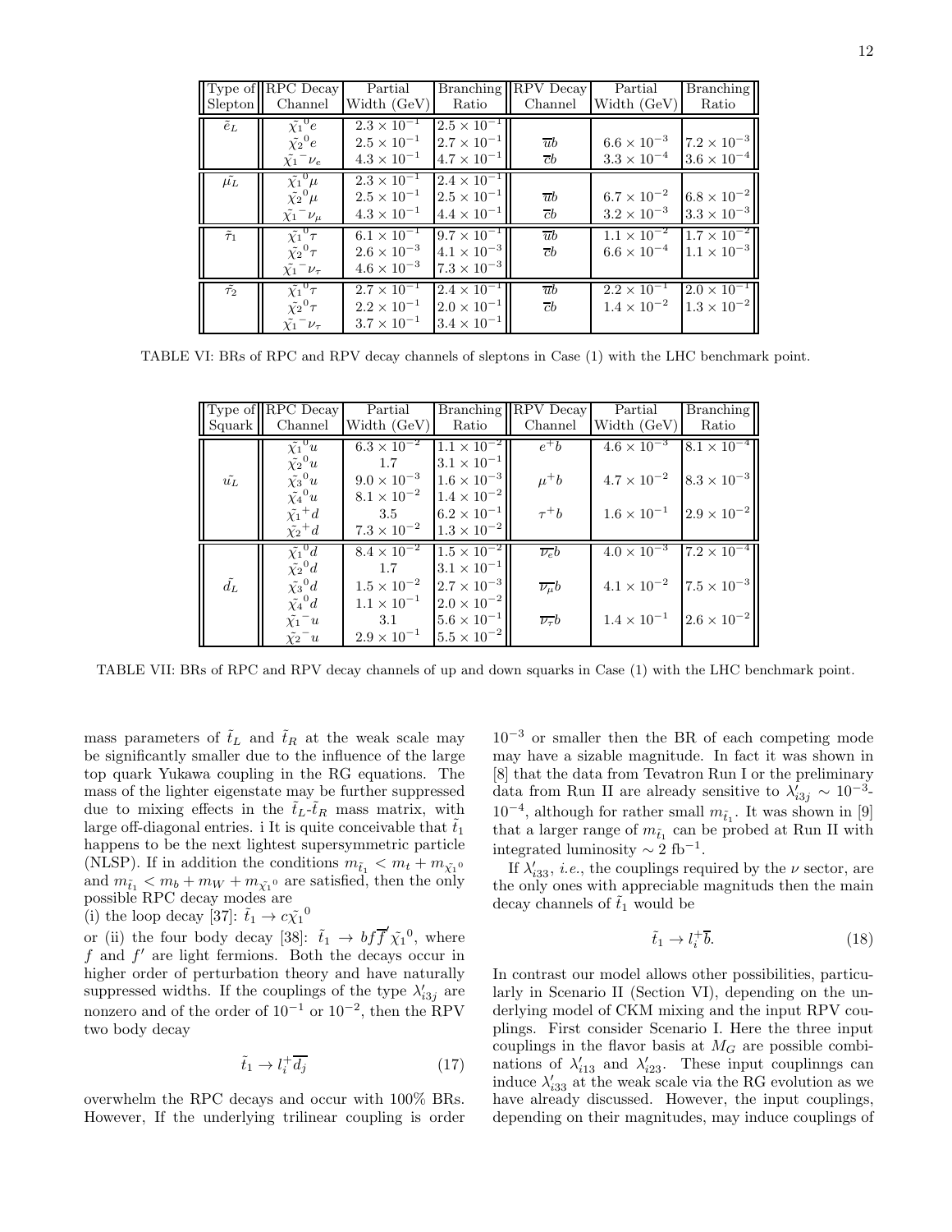| Type of Slepton | RPC Decay Channel | Partial Width (GeV) | Branching Ratio | RPV Decay Channel | Partial Width (GeV) | Branching Ratio |
|---|---|---|---|---|---|---|
| $\tilde{e}_L$ | $\tilde{\chi_1}^0 e$ | $2.3 \times 10^{-1}$ | $2.5 \times 10^{-1}$ | | | |
| | $\tilde{\chi_2}^0 e$ | $2.5 \times 10^{-1}$ | $2.7 \times 10^{-1}$ | $\overline{u}b$ | $6.6 \times 10^{-3}$ | $7.2 \times 10^{-3}$ |
| | $\tilde{\chi_1}^- \nu_e$ | $4.3 \times 10^{-1}$ | $4.7 \times 10^{-1}$ | $\overline{c}b$ | $3.3 \times 10^{-4}$ | $3.6 \times 10^{-4}$ |
| $\tilde{\mu_L}$ | $\tilde{\chi_1}^0 \mu$ | $2.3 \times 10^{-1}$ | $2.4 \times 10^{-1}$ | | | |
| | $\tilde{\chi_2}^0 \mu$ | $2.5 \times 10^{-1}$ | $2.5 \times 10^{-1}$ | $\overline{u}b$ | $6.7 \times 10^{-2}$ | $6.8 \times 10^{-2}$ |
| | $\tilde{\chi_1}^- \nu_\mu$ | $4.3 \times 10^{-1}$ | $4.4 \times 10^{-1}$ | $\overline{c}b$ | $3.2 \times 10^{-3}$ | $3.3 \times 10^{-3}$ |
| $\tilde{\tau}_1$ | $\tilde{\chi_1}^0 \tau$ | $6.1 \times 10^{-1}$ | $9.7 \times 10^{-1}$ | $\overline{u}b$ | $1.1 \times 10^{-2}$ | $1.7 \times 10^{-2}$ |
| | $\tilde{\chi_2}^0 \tau$ | $2.6 \times 10^{-3}$ | $4.1 \times 10^{-3}$ | $\overline{c}b$ | $6.6 \times 10^{-4}$ | $1.1 \times 10^{-3}$ |
| | $\tilde{\chi_1}^- \nu_\tau$ | $4.6 \times 10^{-3}$ | $7.3 \times 10^{-3}$ | | | |
| $\tilde{\tau}_2$ | $\tilde{\chi_1}^0 \tau$ | $2.7 \times 10^{-1}$ | $2.4 \times 10^{-1}$ | $\overline{u}b$ | $2.2 \times 10^{-1}$ | $2.0 \times 10^{-1}$ |
| | $\tilde{\chi_2}^0 \tau$ | $2.2 \times 10^{-1}$ | $2.0 \times 10^{-1}$ | $\overline{c}b$ | $1.4 \times 10^{-2}$ | $1.3 \times 10^{-2}$ |
| | $\tilde{\chi_1}^- \nu_\tau$ | $3.7 \times 10^{-1}$ | $3.4 \times 10^{-1}$ | | | |

TABLE VI: BRs of RPC and RPV decay channels of sleptons in Case (1) with the LHC benchmark point.

| Type of Squark | RPC Decay Channel | Partial Width (GeV) | Branching Ratio | RPV Decay Channel | Partial Width (GeV) | Branching Ratio |
|---|---|---|---|---|---|---|
| $\tilde{u_L}$ | $\tilde{\chi_1}^0 u$ | $6.3 \times 10^{-2}$ | $1.1 \times 10^{-2}$ | $e^+ b$ | $4.6 \times 10^{-3}$ | $8.1 \times 10^{-4}$ |
| | $\tilde{\chi_2}^0 u$ | 1.7 | $3.1 \times 10^{-1}$ | | | |
| | $\tilde{\chi_3}^0 u$ | $9.0 \times 10^{-3}$ | $1.6 \times 10^{-3}$ | $\mu^+ b$ | $4.7 \times 10^{-2}$ | $8.3 \times 10^{-3}$ |
| | $\tilde{\chi_4}^0 u$ | $8.1 \times 10^{-2}$ | $1.4 \times 10^{-2}$ | | | |
| | $\tilde{\chi_1}^+ d$ | 3.5 | $6.2 \times 10^{-1}$ | $\tau^+ b$ | $1.6 \times 10^{-1}$ | $2.9 \times 10^{-2}$ |
| | $\tilde{\chi_2}^+ d$ | $7.3 \times 10^{-2}$ | $1.3 \times 10^{-2}$ | | | |
| $\tilde{d_L}$ | $\tilde{\chi_1}^0 d$ | $8.4 \times 10^{-2}$ | $1.5 \times 10^{-2}$ | $\overline{\nu_e} b$ | $4.0 \times 10^{-3}$ | $7.2 \times 10^{-4}$ |
| | $\tilde{\chi_2}^0 d$ | 1.7 | $3.1 \times 10^{-1}$ | | | |
| | $\tilde{\chi_3}^0 d$ | $1.5 \times 10^{-2}$ | $2.7 \times 10^{-3}$ | $\overline{\nu_\mu} b$ | $4.1 \times 10^{-2}$ | $7.5 \times 10^{-3}$ |
| | $\tilde{\chi_4}^0 d$ | $1.1 \times 10^{-1}$ | $2.0 \times 10^{-2}$ | | | |
| | $\tilde{\chi_1}^- u$ | 3.1 | $5.6 \times 10^{-1}$ | $\overline{\nu_\tau} b$ | $1.4 \times 10^{-1}$ | $2.6 \times 10^{-2}$ |
| | $\tilde{\chi_2}^- u$ | $2.9 \times 10^{-1}$ | $5.5 \times 10^{-2}$ | | | |

TABLE VII: BRs of RPC and RPV decay channels of up and down squarks in Case (1) with the LHC benchmark point.

mass parameters of $\tilde{t}_L$ and $\tilde{t}_R$ at the weak scale may be significantly smaller due to the influence of the large top quark Yukawa coupling in the RG equations. The mass of the lighter eigenstate may be further suppressed due to mixing effects in the $\tilde{t}_L$-$\tilde{t}_R$ mass matrix, with large off-diagonal entries. i It is quite conceivable that $\tilde{t}_1$ happens to be the next lightest supersymmetric particle (NLSP). If in addition the conditions $m_{\tilde{t}_1} < m_t + m_{\tilde{\chi_1}^0}$ and $m_{\tilde{t}_1} < m_b + m_W + m_{\tilde{\chi_1}^0}$ are satisfied, then the only possible RPC decay modes are

(i) the loop decay [37]: $\tilde{t}_1 \to c\tilde{\chi_1}^0$

or (ii) the four body decay [38]: $\tilde{t}_1 \to bf\overline{f}'\tilde{\chi_1}^0$, where $f$ and $f'$ are light fermions. Both the decays occur in higher order of perturbation theory and have naturally suppressed widths. If the couplings of the type $\lambda'_{i3j}$ are nonzero and of the order of $10^{-1}$ or $10^{-2}$, then the RPV two body decay

$$\tilde{t}_1 \to l_i^+ \overline{d_j} \tag{17}$$

overwhelm the RPC decays and occur with 100% BRs. However, If the underlying trilinear coupling is order $10^{-3}$ or smaller then the BR of each competing mode may have a sizable magnitude. In fact it was shown in [8] that the data from Tevatron Run I or the preliminary data from Run II are already sensitive to $\lambda'_{i3j} \sim 10^{-3}$-$10^{-4}$, although for rather small $m_{\tilde{t}_1}$. It was shown in [9] that a larger range of $m_{\tilde{t}_1}$ can be probed at Run II with integrated luminosity $\sim 2$ fb$^{-1}$.

If $\lambda'_{i33}$, *i.e.*, the couplings required by the $\nu$ sector, are the only ones with appreciable magnituds then the main decay channels of $\tilde{t}_1$ would be

$$\tilde{t}_1 \to l_i^+ \overline{b}. \tag{18}$$

In contrast our model allows other possibilities, particularly in Scenario II (Section VI), depending on the underlying model of CKM mixing and the input RPV couplings. First consider Scenario I. Here the three input couplings in the flavor basis at $M_G$ are possible combinations of $\lambda'_{i13}$ and $\lambda'_{i23}$. These input couplinngs can induce $\lambda'_{i33}$ at the weak scale via the RG evolution as we have already discussed. However, the input couplings, depending on their magnitudes, may induce couplings of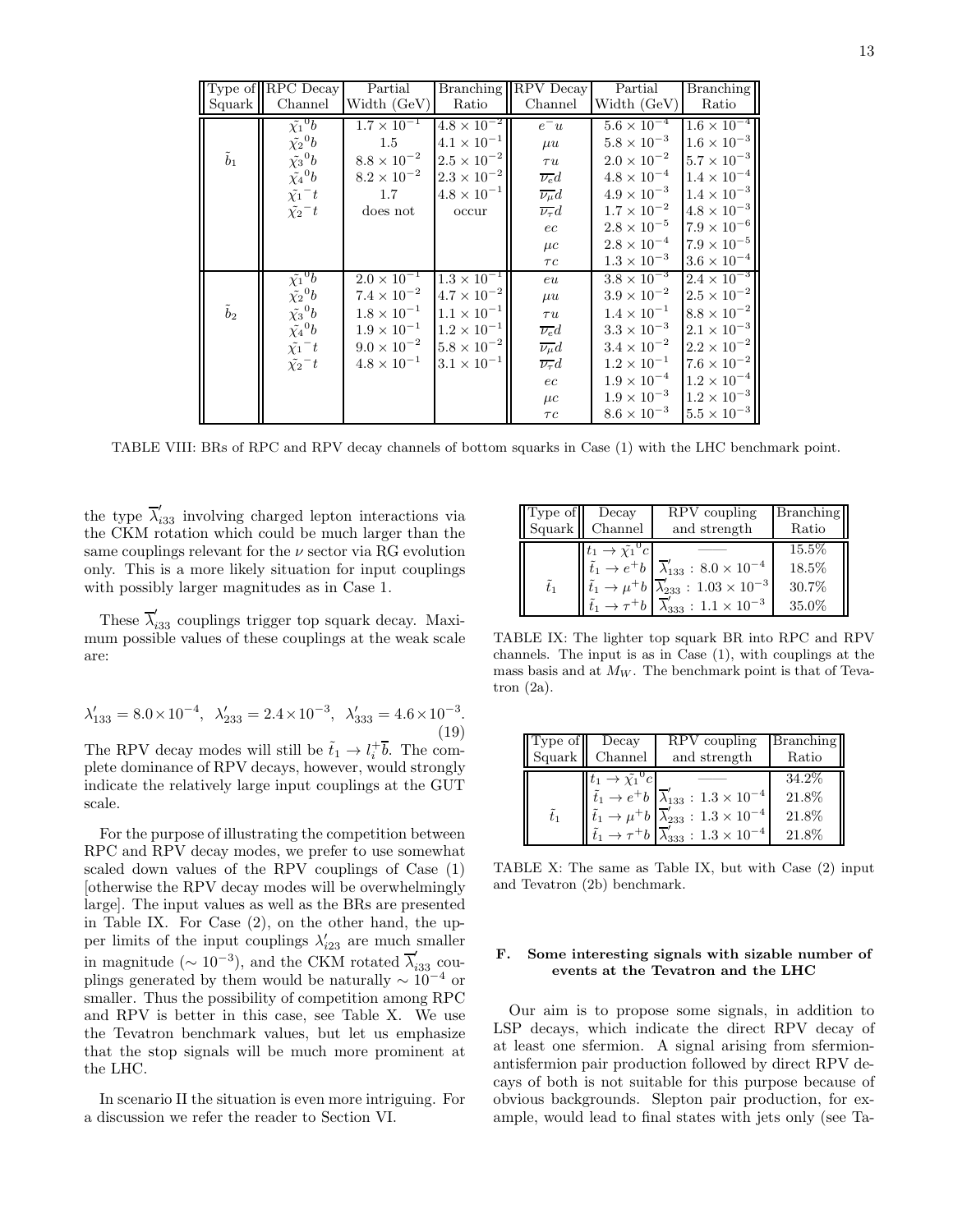| Type of Squark | RPC Decay Channel | Partial Width (GeV) | Branching Ratio | RPV Decay Channel | Partial Width (GeV) | Branching Ratio |
|---|---|---|---|---|---|---|
| $\tilde{b}_1$ | $\tilde{\chi_1}^0 b$ | $1.7 \times 10^{-1}$ | $4.8 \times 10^{-2}$ | $e^- u$ | $5.6 \times 10^{-4}$ | $1.6 \times 10^{-4}$ |
| | $\tilde{\chi_2}^0 b$ | 1.5 | $4.1 \times 10^{-1}$ | $\mu u$ | $5.8 \times 10^{-3}$ | $1.6 \times 10^{-3}$ |
| | $\tilde{\chi_3}^0 b$ | $8.8 \times 10^{-2}$ | $2.5 \times 10^{-2}$ | $\tau u$ | $2.0 \times 10^{-2}$ | $5.7 \times 10^{-3}$ |
| | $\tilde{\chi_4}^0 b$ | $8.2 \times 10^{-2}$ | $2.3 \times 10^{-2}$ | $\overline{\nu_e} d$ | $4.8 \times 10^{-4}$ | $1.4 \times 10^{-4}$ |
| | $\tilde{\chi_1}^- t$ | 1.7 | $4.8 \times 10^{-1}$ | $\overline{\nu_\mu} d$ | $4.9 \times 10^{-3}$ | $1.4 \times 10^{-3}$ |
| | $\tilde{\chi_2}^- t$ | does not | occur | $\overline{\nu_\tau} d$ | $1.7 \times 10^{-2}$ | $4.8 \times 10^{-3}$ |
| | | | | $ec$ | $2.8 \times 10^{-5}$ | $7.9 \times 10^{-6}$ |
| | | | | $\mu c$ | $2.8 \times 10^{-4}$ | $7.9 \times 10^{-5}$ |
| | | | | $\tau c$ | $1.3 \times 10^{-3}$ | $3.6 \times 10^{-4}$ |
| $\tilde{b}_2$ | $\tilde{\chi_1}^0 b$ | $2.0 \times 10^{-1}$ | $1.3 \times 10^{-1}$ | $eu$ | $3.8 \times 10^{-3}$ | $2.4 \times 10^{-3}$ |
| | $\tilde{\chi_2}^0 b$ | $7.4 \times 10^{-2}$ | $4.7 \times 10^{-2}$ | $\mu u$ | $3.9 \times 10^{-2}$ | $2.5 \times 10^{-2}$ |
| | $\tilde{\chi_3}^0 b$ | $1.8 \times 10^{-1}$ | $1.1 \times 10^{-1}$ | $\tau u$ | $1.4 \times 10^{-1}$ | $8.8 \times 10^{-2}$ |
| | $\tilde{\chi_4}^0 b$ | $1.9 \times 10^{-1}$ | $1.2 \times 10^{-1}$ | $\overline{\nu_e} d$ | $3.3 \times 10^{-3}$ | $2.1 \times 10^{-3}$ |
| | $\tilde{\chi_1}^- t$ | $9.0 \times 10^{-2}$ | $5.8 \times 10^{-2}$ | $\overline{\nu_\mu} d$ | $3.4 \times 10^{-2}$ | $2.2 \times 10^{-2}$ |
| | $\tilde{\chi_2}^- t$ | $4.8 \times 10^{-1}$ | $3.1 \times 10^{-1}$ | $\overline{\nu_\tau} d$ | $1.2 \times 10^{-1}$ | $7.6 \times 10^{-2}$ |
| | | | | $ec$ | $1.9 \times 10^{-4}$ | $1.2 \times 10^{-4}$ |
| | | | | $\mu c$ | $1.9 \times 10^{-3}$ | $1.2 \times 10^{-3}$ |
| | | | | $\tau c$ | $8.6 \times 10^{-3}$ | $5.5 \times 10^{-3}$ |

TABLE VIII: BRs of RPC and RPV decay channels of bottom squarks in Case (1) with the LHC benchmark point.

the type $\overline{\lambda}'_{i33}$ involving charged lepton interactions via the CKM rotation which could be much larger than the same couplings relevant for the $\nu$ sector via RG evolution only. This is a more likely situation for input couplings with possibly larger magnitudes as in Case 1.

These $\overline{\lambda}'_{i33}$ couplings trigger top squark decay. Maximum possible values of these couplings at the weak scale are:

$$\lambda'_{133} = 8.0 \times 10^{-4}, \;\; \lambda'_{233} = 2.4 \times 10^{-3}, \;\; \lambda'_{333} = 4.6 \times 10^{-3}. \tag{19}$$

The RPV decay modes will still be $\tilde{t}_1 \to l_i^+ \overline{b}$. The complete dominance of RPV decays, however, would strongly indicate the relatively large input couplings at the GUT scale.

For the purpose of illustrating the competition between RPC and RPV decay modes, we prefer to use somewhat scaled down values of the RPV couplings of Case (1) [otherwise the RPV decay modes will be overwhelmingly large]. The input values as well as the BRs are presented in Table IX. For Case (2), on the other hand, the upper limits of the input couplings $\lambda'_{i23}$ are much smaller in magnitude ($\sim 10^{-3}$), and the CKM rotated $\overline{\lambda}'_{i33}$ couplings generated by them would be naturally $\sim 10^{-4}$ or smaller. Thus the possibility of competition among RPC and RPV is better in this case, see Table X. We use the Tevatron benchmark values, but let us emphasize that the stop signals will be much more prominent at the LHC.

In scenario II the situation is even more intriguing. For a discussion we refer the reader to Section VI.

| Type of Squark | Decay Channel | RPV coupling and strength | Branching Ratio |
|---|---|---|---|
| $\tilde{t}_1$ | $\tilde{t}_1 \to \tilde{\chi_1}^0 c$ | —— | 15.5% |
| | $\tilde{t}_1 \to e^+ b$ | $\overline{\lambda}'_{133} : 8.0 \times 10^{-4}$ | 18.5% |
| | $\tilde{t}_1 \to \mu^+ b$ | $\overline{\lambda}'_{233} : 1.03 \times 10^{-3}$ | 30.7% |
| | $\tilde{t}_1 \to \tau^+ b$ | $\overline{\lambda}'_{333} : 1.1 \times 10^{-3}$ | 35.0% |

TABLE IX: The lighter top squark BR into RPC and RPV channels. The input is as in Case (1), with couplings at the mass basis and at $M_W$. The benchmark point is that of Tevatron (2a).

| Type of Squark | Decay Channel | RPV coupling and strength | Branching Ratio |
|---|---|---|---|
| $\tilde{t}_1$ | $\tilde{t}_1 \to \tilde{\chi_1}^0 c$ | —— | 34.2% |
| | $\tilde{t}_1 \to e^+ b$ | $\overline{\lambda}'_{133} : 1.3 \times 10^{-4}$ | 21.8% |
| | $\tilde{t}_1 \to \mu^+ b$ | $\overline{\lambda}'_{233} : 1.3 \times 10^{-4}$ | 21.8% |
| | $\tilde{t}_1 \to \tau^+ b$ | $\overline{\lambda}'_{333} : 1.3 \times 10^{-4}$ | 21.8% |

TABLE X: The same as Table IX, but with Case (2) input and Tevatron (2b) benchmark.

### F. Some interesting signals with sizable number of events at the Tevatron and the LHC

Our aim is to propose some signals, in addition to LSP decays, which indicate the direct RPV decay of at least one sfermion. A signal arising from sfermion-antisfermion pair production followed by direct RPV decays of both is not suitable for this purpose because of obvious backgrounds. Slepton pair production, for example, would lead to final states with jets only (see Ta-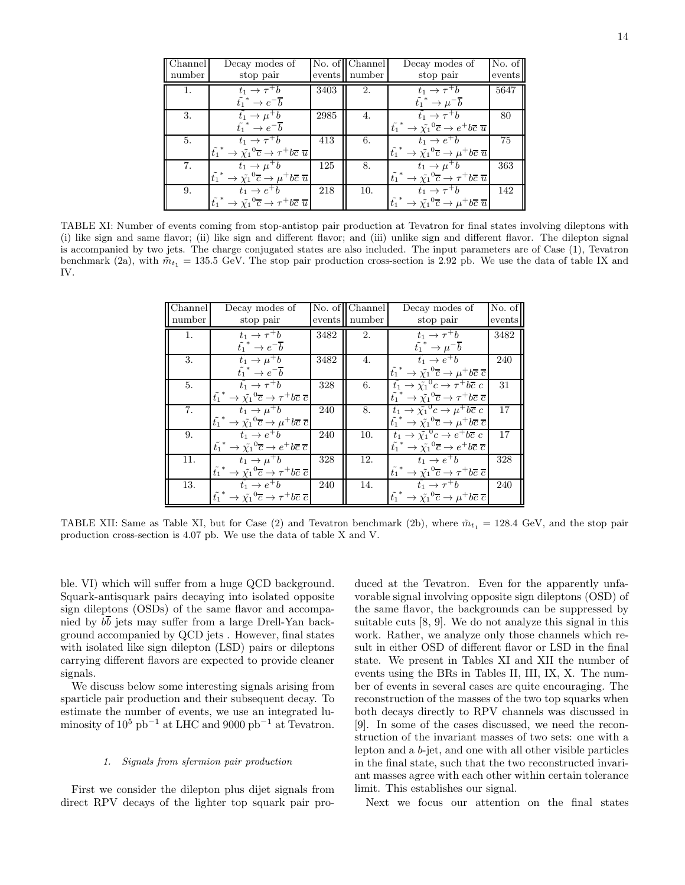| Channel number | Decay modes of stop pair | No. of events | Channel number | Decay modes of stop pair | No. of events |
|---|---|---|---|---|---|
| 1. | $t_1 \to \tau^+ b$ <br> $\tilde{t_1}^* \to e^- \overline{b}$ | 3403 | 2. | $t_1 \to \tau^+ b$ <br> $\tilde{t_1}^* \to \mu^- \overline{b}$ | 5647 |
| 3. | $\tilde{t_1} \to \mu^+ b$ <br> $\tilde{t_1}^* \to e^- \overline{b}$ | 2985 | 4. | $\tilde{t_1} \to \tau^+ b$ <br> $\tilde{t_1}^* \to \tilde{\chi_1}^0 \overline{c} \to e^+ b \overline{c}\, \overline{u}$ | 80 |
| 5. | $t_1 \to \tau^+ b$ <br> $\tilde{t_1}^* \to \tilde{\chi_1}^0 \overline{c} \to \tau^+ b \overline{c}\, \overline{u}$ | 413 | 6. | $t_1 \to e^+ b$ <br> $\tilde{t_1}^* \to \tilde{\chi_1}^0 \overline{c} \to \mu^+ b \overline{c}\, \overline{u}$ | 75 |
| 7. | $t_1 \to \mu^+ b$ <br> $\tilde{t_1}^* \to \tilde{\chi_1}^0 \overline{c} \to \mu^+ b \overline{c}\, \overline{u}$ | 125 | 8. | $t_1 \to \mu^+ b$ <br> $\tilde{t_1}^* \to \tilde{\chi_1}^0 \overline{c} \to \tau^+ b \overline{c}\, \overline{u}$ | 363 |
| 9. | $t_1 \to e^+ b$ <br> $\tilde{t_1}^* \to \tilde{\chi_1}^0 \overline{c} \to \tau^+ b \overline{c}\, \overline{u}$ | 218 | 10. | $t_1 \to \tau^+ b$ <br> $\tilde{t_1}^* \to \tilde{\chi_1}^0 \overline{c} \to \mu^+ b \overline{c}\, \overline{u}$ | 142 |

TABLE XI: Number of events coming from stop-antistop pair production at Tevatron for final states involving dileptons with (i) like sign and same flavor; (ii) like sign and different flavor; and (iii) unlike sign and different flavor. The dilepton signal is accompanied by two jets. The charge conjugated states are also included. The input parameters are of Case (1), Tevatron benchmark (2a), with $\tilde{m}_{t_1} = 135.5$ GeV. The stop pair production cross-section is 2.92 pb. We use the data of table IX and IV.

| Channel number | Decay modes of stop pair | No. of events | Channel number | Decay modes of stop pair | No. of events |
|---|---|---|---|---|---|
| 1. | $t_1 \to \tau^+ b$ <br> $\tilde{t_1}^* \to e^- \overline{b}$ | 3482 | 2. | $t_1 \to \tau^+ b$ <br> $\tilde{t_1}^* \to \mu^- \overline{b}$ | 3482 |
| 3. | $t_1 \to \mu^+ b$ <br> $\tilde{t_1}^* \to e^- \overline{b}$ | 3482 | 4. | $t_1 \to e^+ b$ <br> $\tilde{t_1}^* \to \tilde{\chi_1}^0 \overline{c} \to \mu^+ b \overline{c}\, \overline{c}$ | 240 |
| 5. | $t_1 \to \tau^+ b$ <br> $\tilde{t_1}^* \to \tilde{\chi_1}^0 \overline{c} \to \tau^+ b \overline{c}\, \overline{c}$ | 328 | 6. | $t_1 \to \tilde{\chi_1}^0 c \to \tau^+ b \overline{c}\, c$ <br> $\tilde{t_1}^* \to \tilde{\chi_1}^0 \overline{c} \to \tau^+ b \overline{c}\, \overline{c}$ | 31 |
| 7. | $t_1 \to \mu^+ b$ <br> $\tilde{t_1}^* \to \tilde{\chi_1}^0 \overline{c} \to \mu^+ b \overline{c}\, \overline{c}$ | 240 | 8. | $t_1 \to \tilde{\chi_1}^0 c \to \mu^+ b \overline{c}\, c$ <br> $\tilde{t_1}^* \to \tilde{\chi_1}^0 \overline{c} \to \mu^+ b \overline{c}\, \overline{c}$ | 17 |
| 9. | $t_1 \to e^+ b$ <br> $\tilde{t_1}^* \to \tilde{\chi_1}^0 \overline{c} \to e^+ b \overline{c}\, \overline{c}$ | 240 | 10. | $t_1 \to \tilde{\chi_1}^0 c \to e^+ b \overline{c}\, c$ <br> $\tilde{t_1}^* \to \tilde{\chi_1}^0 \overline{c} \to e^+ b \overline{c}\, \overline{c}$ | 17 |
| 11. | $t_1 \to \mu^+ b$ <br> $\tilde{t_1}^* \to \tilde{\chi_1}^0 \overline{c} \to \tau^+ b \overline{c}\, \overline{c}$ | 328 | 12. | $t_1 \to e^+ b$ <br> $\tilde{t_1}^* \to \tilde{\chi_1}^0 \overline{c} \to \tau^+ b \overline{c}\, \overline{c}$ | 328 |
| 13. | $\tilde{t_1} \to e^+ b$ <br> $\tilde{t_1}^* \to \tilde{\chi_1}^0 \overline{c} \to \tau^+ b \overline{c}\, \overline{c}$ | 240 | 14. | $t_1 \to \tau^+ b$ <br> $\tilde{t_1}^* \to \tilde{\chi_1}^0 \overline{c} \to \mu^+ b \overline{c}\, \overline{c}$ | 240 |

TABLE XII: Same as Table XI, but for Case (2) and Tevatron benchmark (2b), where $\tilde{m}_{t_1} = 128.4$ GeV, and the stop pair production cross-section is 4.07 pb. We use the data of table X and V.

ble. VI) which will suffer from a huge QCD background. Squark-antisquark pairs decaying into isolated opposite sign dileptons (OSDs) of the same flavor and accompanied by $b\overline{b}$ jets may suffer from a large Drell-Yan background accompanied by QCD jets . However, final states with isolated like sign dilepton (LSD) pairs or dileptons carrying different flavors are expected to provide cleaner signals.

We discuss below some interesting signals arising from sparticle pair production and their subsequent decay. To estimate the number of events, we use an integrated luminosity of $10^5$ pb$^{-1}$ at LHC and 9000 pb$^{-1}$ at Tevatron.

#### 1. Signals from sfermion pair production

First we consider the dilepton plus dijet signals from direct RPV decays of the lighter top squark pair produced at the Tevatron. Even for the apparently unfavorable signal involving opposite sign dileptons (OSD) of the same flavor, the backgrounds can be suppressed by suitable cuts [8, 9]. We do not analyze this signal in this work. Rather, we analyze only those channels which result in either OSD of different flavor or LSD in the final state. We present in Tables XI and XII the number of events using the BRs in Tables II, III, IX, X. The number of events in several cases are quite encouraging. The reconstruction of the masses of the two top squarks when both decays directly to RPV channels was discussed in [9]. In some of the cases discussed, we need the reconstruction of the invariant masses of two sets: one with a lepton and a $b$-jet, and one with all other visible particles in the final state, such that the two reconstructed invariant masses agree with each other within certain tolerance limit. This establishes our signal.

Next we focus our attention on the final states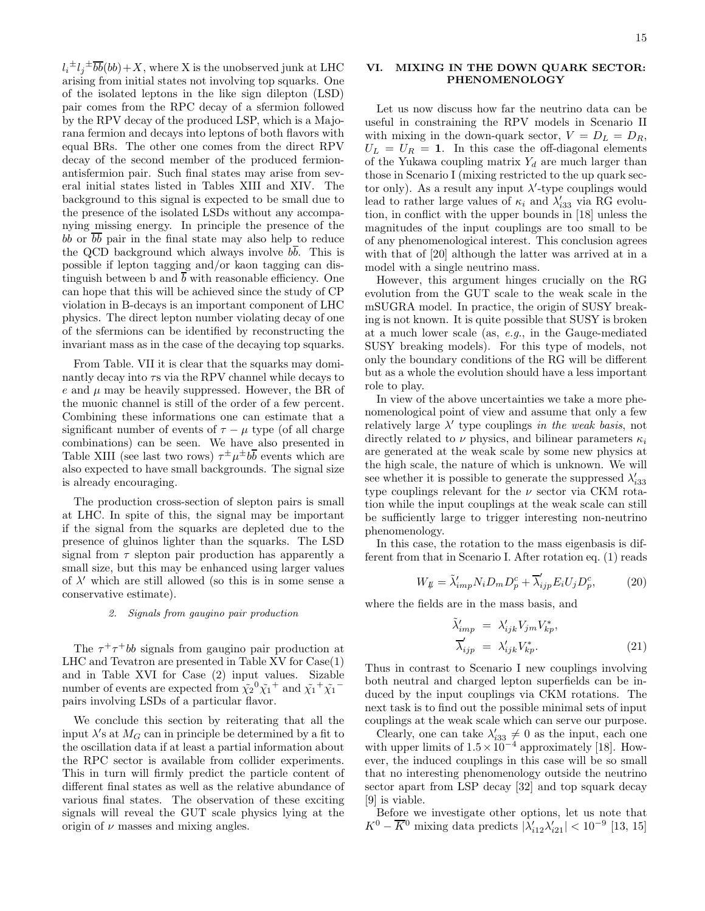$l_i^{\pm} l_j^{\pm} \overline{b}\overline{b}(bb) + X$, where X is the unobserved junk at LHC arising from initial states not involving top squarks. One of the isolated leptons in the like sign dilepton (LSD) pair comes from the RPC decay of a sfermion followed by the RPV decay of the produced LSP, which is a Majorana fermion and decays into leptons of both flavors with equal BRs. The other one comes from the direct RPV decay of the second member of the produced fermion-antifermion pair. Such final states may arise from several initial states listed in Tables XIII and XIV. The background to this signal is expected to be small due to the presence of the isolated LSDs without any accompanying missing energy. In principle the presence of the $bb$ or $\overline{b}\overline{b}$ pair in the final state may also help to reduce the QCD background which always involve $b\overline{b}$. This is possible if lepton tagging and/or kaon tagging can distinguish between b and $\overline{b}$ with reasonable efficiency. One can hope that this will be achieved since the study of CP violation in B-decays is an important component of LHC physics. The direct lepton number violating decay of one of the sfermions can be identified by reconstructing the invariant mass as in the case of the decaying top squarks.

From Table. VII it is clear that the squarks may dominantly decay into $\tau$s via the RPV channel while decays to $e$ and $\mu$ may be heavily suppressed. However, the BR of the muonic channel is still of the order of a few percent. Combining these informations one can estimate that a significant number of events of $\tau - \mu$ type (of all charge combinations) can be seen. We have also presented in Table XIII (see last two rows) $\tau^{\pm}\mu^{\pm}b\overline{b}$ events which are also expected to have small backgrounds. The signal size is already encouraging.

The production cross-section of slepton pairs is small at LHC. In spite of this, the signal may be important if the signal from the squarks are depleted due to the presence of gluinos lighter than the squarks. The LSD signal from $\tau$ slepton pair production has apparently a small size, but this may be enhanced using larger values of $\lambda'$ which are still allowed (so this is in some sense a conservative estimate).

#### 2. Signals from gaugino pair production

The $\tau^+\tau^+bb$ signals from gaugino pair production at LHC and Tevatron are presented in Table XV for Case(1) and in Table XVI for Case (2) input values. Sizable number of events are expected from $\tilde{\chi_2}^0\tilde{\chi_1}^+$ and $\tilde{\chi_1}^+\tilde{\chi_1}^-$ pairs involving LSDs of a particular flavor.

We conclude this section by reiterating that all the input $\lambda$'s at $M_G$ can in principle be determined by a fit to the oscillation data if at least a partial information about the RPC sector is available from collider experiments. This in turn will firmly predict the particle content of different final states as well as the relative abundance of various final states. The observation of these exciting signals will reveal the GUT scale physics lying at the origin of $\nu$ masses and mixing angles.

## VI. MIXING IN THE DOWN QUARK SECTOR: PHENOMENOLOGY

Let us now discuss how far the neutrino data can be useful in constraining the RPV models in Scenario II with mixing in the down-quark sector, $V = D_L = D_R$, $U_L = U_R = \mathbf{1}$. In this case the off-diagonal elements of the Yukawa coupling matrix $Y_d$ are much larger than those in Scenario I (mixing restricted to the up quark sector only). As a result any input $\lambda'$-type couplings would lead to rather large values of $\kappa_i$ and $\lambda'_{i33}$ via RG evolution, in conflict with the upper bounds in [18] unless the magnitudes of the input couplings are too small to be of any phenomenological interest. This conclusion agrees with that of [20] although the latter was arrived at in a model with a single neutrino mass.

However, this argument hinges crucially on the RG evolution from the GUT scale to the weak scale in the mSUGRA model. In practice, the origin of SUSY breaking is not known. It is quite possible that SUSY is broken at a much lower scale (as, *e.g.*, in the Gauge-mediated SUSY breaking models). For this type of models, not only the boundary conditions of the RG will be different but as a whole the evolution should have a less important role to play.

In view of the above uncertainties we take a more phenomenological point of view and assume that only a few relatively large $\lambda'$ type couplings *in the weak basis*, not directly related to $\nu$ physics, and bilinear parameters $\kappa_i$ are generated at the weak scale by some new physics at the high scale, the nature of which is unknown. We will see whether it is possible to generate the suppressed $\lambda'_{i33}$ type couplings relevant for the $\nu$ sector via CKM rotation while the input couplings at the weak scale can still be sufficiently large to trigger interesting non-neutrino phenomenology.

In this case, the rotation to the mass eigenbasis is different from that in Scenario I. After rotation eq. (1) reads

$$W_{\not{L}} = \tilde{\lambda}'_{imp} N_i D_m D^c_p + \overline{\lambda}'_{ijp} E_i U_j D^c_p, \tag{20}$$

where the fields are in the mass basis, and

$$\begin{aligned} \tilde{\lambda}'_{imp} &= \lambda'_{ijk} V_{jm} V^*_{kp}, \\ \overline{\lambda}'_{ijp} &= \lambda'_{ijk} V^*_{kp}. \end{aligned} \tag{21}$$

Thus in contrast to Scenario I new couplings involving both neutral and charged lepton superfields can be induced by the input couplings via CKM rotations. The next task is to find out the possible minimal sets of input couplings at the weak scale which can serve our purpose.

Clearly, one can take $\lambda'_{i33} \neq 0$ as the input, each one with upper limits of $1.5 \times 10^{-4}$ approximately [18]. However, the induced couplings in this case will be so small that no interesting phenomenology outside the neutrino sector apart from LSP decay [32] and top squark decay [9] is viable.

Before we investigate other options, let us note that $K^0 - \overline{K}^0$ mixing data predicts $|\lambda'_{i12}\lambda'_{i21}| < 10^{-9}$ [13, 15]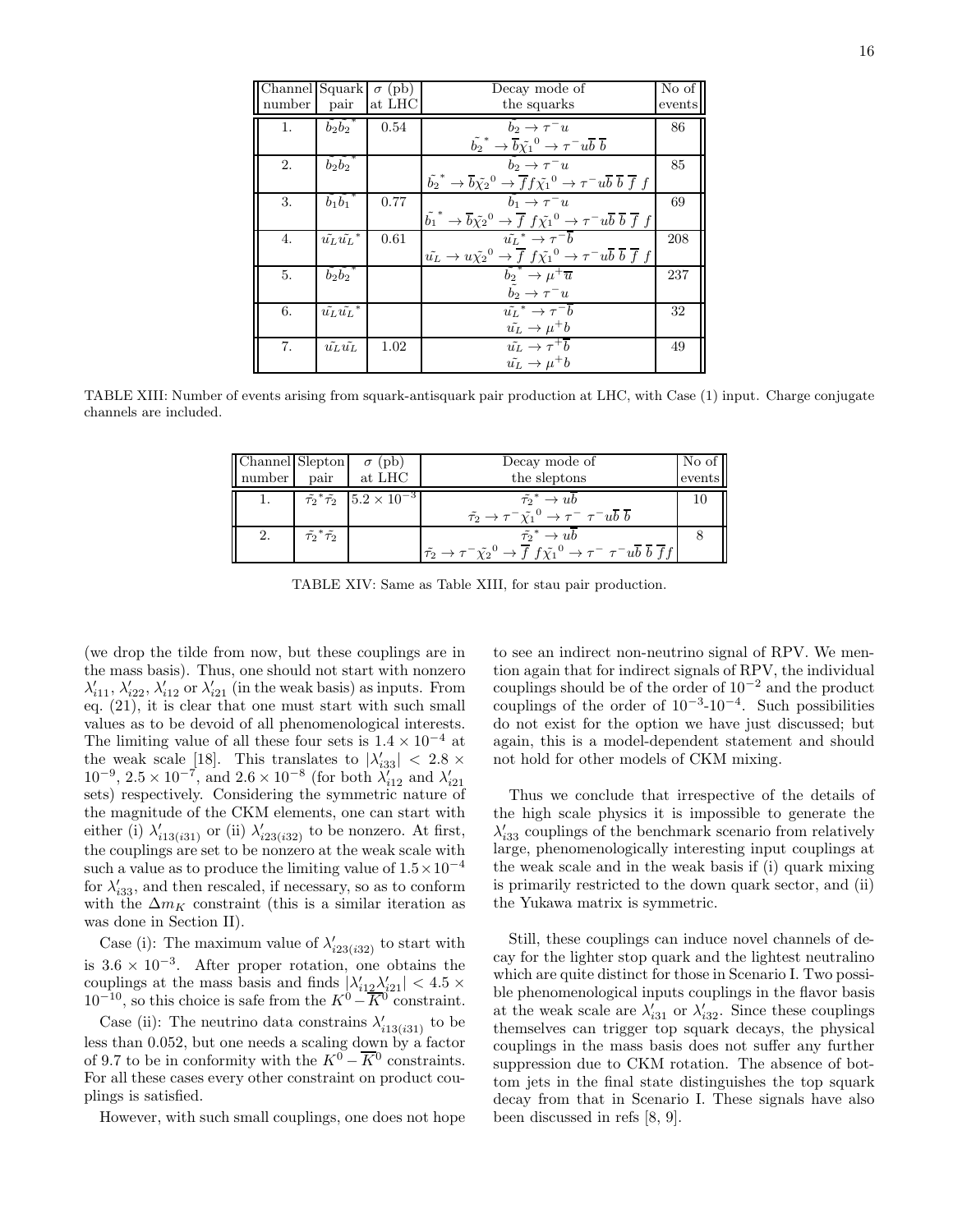| Channel number | Squark pair | $\sigma$ (pb) at LHC | Decay mode of the squarks | No of events |
|---|---|---|---|---|
| 1. | $\tilde{b_2}\tilde{b_2}^*$ | 0.54 | $\tilde{b_2} \to \tau^- u$<br>$\tilde{b_2}^* \to \overline{b}\tilde{\chi_1}^0 \to \tau^- u\overline{b}\,\overline{b}$ | 86 |
| 2. | $\tilde{b_2}\tilde{b_2}^*$ | | $\tilde{b_2} \to \tau^- u$<br>$\tilde{b_2}^* \to \overline{b}\tilde{\chi_2}^0 \to \overline{f}f\tilde{\chi_1}^0 \to \tau^- u\overline{b}\,\overline{b}\,\overline{f}\,f$ | 85 |
| 3. | $\tilde{b_1}\tilde{b_1}^*$ | 0.77 | $\tilde{b_1} \to \tau^- u$<br>$\tilde{b_1}^* \to \overline{b}\tilde{\chi_2}^0 \to \overline{f}\,f\tilde{\chi_1}^0 \to \tau^- u\overline{b}\,\overline{b}\,\overline{f}\,f$ | 69 |
| 4. | $\tilde{u_L}\tilde{u_L}^*$ | 0.61 | $\tilde{u_L}^* \to \tau^-\overline{b}$<br>$\tilde{u_L} \to u\tilde{\chi_2}^0 \to \overline{f}\,f\tilde{\chi_1}^0 \to \tau^- u\overline{b}\,\overline{b}\,\overline{f}\,f$ | 208 |
| 5. | $\tilde{b_2}\tilde{b_2}^*$ | | $\tilde{b_2}^* \to \mu^+\overline{u}$<br>$\tilde{b_2} \to \tau^- u$ | 237 |
| 6. | $\tilde{u_L}\tilde{u_L}^*$ | | $\tilde{u_L}^* \to \tau^-\overline{b}$<br>$\tilde{u_L} \to \mu^+ b$ | 32 |
| 7. | $\tilde{u_L}\tilde{u_L}$ | 1.02 | $\tilde{u_L} \to \tau^+\overline{b}$<br>$\tilde{u_L} \to \mu^+ b$ | 49 |

TABLE XIII: Number of events arising from squark-antisquark pair production at LHC, with Case (1) input. Charge conjugate channels are included.

| Channel number | Slepton pair | $\sigma$ (pb) at LHC | Decay mode of the sleptons | No of events |
|---|---|---|---|---|
| 1. | $\tilde{\tau_2}^*\tilde{\tau_2}$ | $5.2 \times 10^{-3}$ | $\tilde{\tau_2}^* \to u\overline{b}$<br>$\tilde{\tau_2} \to \tau^-\tilde{\chi_1}^0 \to \tau^-\ \tau^- u\overline{b}\,\overline{b}$ | 10 |
| 2. | $\tilde{\tau_2}^*\tilde{\tau_2}$ | | $\tilde{\tau_2}^* \to u\overline{b}$<br>$\tilde{\tau_2} \to \tau^-\tilde{\chi_2}^0 \to \overline{f}\,f\tilde{\chi_1}^0 \to \tau^-\ \tau^- u\overline{b}\,\overline{b}\,\overline{f}f$ | 8 |

TABLE XIV: Same as Table XIII, for stau pair production.

(we drop the tilde from now, but these couplings are in the mass basis). Thus, one should not start with nonzero $\lambda'_{i11}$, $\lambda'_{i22}$, $\lambda'_{i12}$ or $\lambda'_{i21}$ (in the weak basis) as inputs. From eq. (21), it is clear that one must start with such small values as to be devoid of all phenomenological interests. The limiting value of all these four sets is $1.4 \times 10^{-4}$ at the weak scale [18]. This translates to $|\lambda'_{i33}| < 2.8 \times 10^{-9}$, $2.5 \times 10^{-7}$, and $2.6 \times 10^{-8}$ (for both $\lambda'_{i12}$ and $\lambda'_{i21}$ sets) respectively. Considering the symmetric nature of the magnitude of the CKM elements, one can start with either (i) $\lambda'_{i13(i31)}$ or (ii) $\lambda'_{i23(i32)}$ to be nonzero. At first, the couplings are set to be nonzero at the weak scale with such a value as to produce the limiting value of $1.5 \times 10^{-4}$ for $\lambda'_{i33}$, and then rescaled, if necessary, so as to conform with the $\Delta m_K$ constraint (this is a similar iteration as was done in Section II).

Case (i): The maximum value of $\lambda'_{i23(i32)}$ to start with is $3.6 \times 10^{-3}$. After proper rotation, one obtains the couplings at the mass basis and finds $|\lambda'_{i12}\lambda'_{i21}| < 4.5 \times 10^{-10}$, so this choice is safe from the $K^0 - \overline{K^0}$ constraint.

Case (ii): The neutrino data constrains $\lambda'_{i13(i31)}$ to be less than 0.052, but one needs a scaling down by a factor of 9.7 to be in conformity with the $K^0 - \overline{K^0}$ constraints. For all these cases every other constraint on product couplings is satisfied.

However, with such small couplings, one does not hope to see an indirect non-neutrino signal of RPV. We mention again that for indirect signals of RPV, the individual couplings should be of the order of $10^{-2}$ and the product couplings of the order of $10^{-3}$-$10^{-4}$. Such possibilities do not exist for the option we have just discussed; but again, this is a model-dependent statement and should not hold for other models of CKM mixing.

Thus we conclude that irrespective of the details of the high scale physics it is impossible to generate the $\lambda'_{i33}$ couplings of the benchmark scenario from relatively large, phenomenologically interesting input couplings at the weak scale and in the weak basis if (i) quark mixing is primarily restricted to the down quark sector, and (ii) the Yukawa matrix is symmetric.

Still, these couplings can induce novel channels of decay for the lighter stop quark and the lightest neutralino which are quite distinct for those in Scenario I. Two possible phenomenological inputs couplings in the flavor basis at the weak scale are $\lambda'_{i31}$ or $\lambda'_{i32}$. Since these couplings themselves can trigger top squark decays, the physical couplings in the mass basis does not suffer any further suppression due to CKM rotation. The absence of bottom jets in the final state distinguishes the top squark decay from that in Scenario I. These signals have also been discussed in refs [8, 9].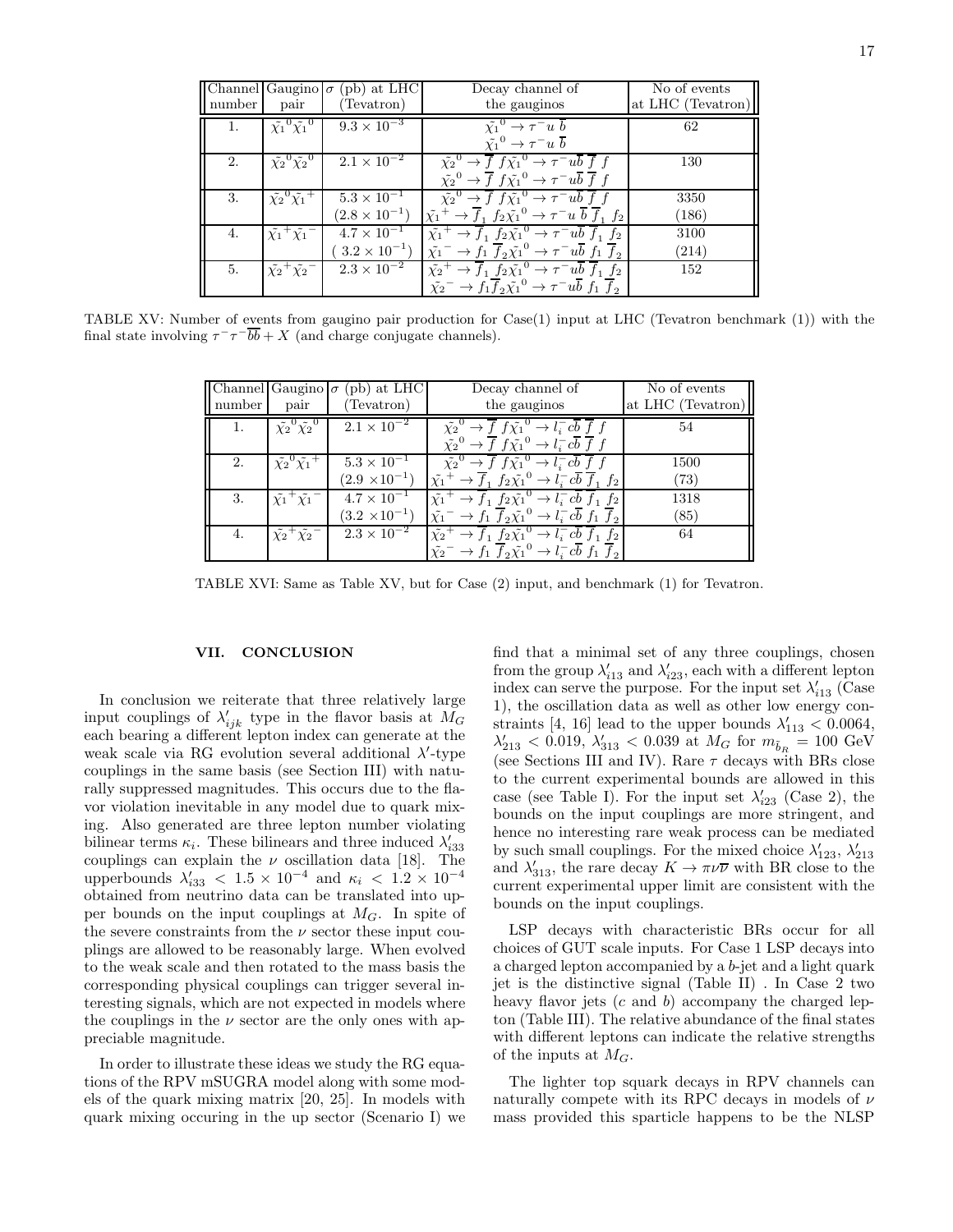| Channel number | Gaugino pair | $\sigma$ (pb) at LHC (Tevatron) | Decay channel of the gauginos | No of events at LHC (Tevatron) |
|---|---|---|---|---|
| 1. | $\tilde{\chi_1}^0\tilde{\chi_1}^0$ | $9.3 \times 10^{-3}$ | $\tilde{\chi_1}^0 \to \tau^- u\ \overline{b}$<br>$\tilde{\chi_1}^0 \to \tau^- u\ \overline{b}$ | 62 |
| 2. | $\tilde{\chi_2}^0\tilde{\chi_2}^0$ | $2.1 \times 10^{-2}$ | $\tilde{\chi_2}^0 \to \overline{f}\ f\tilde{\chi_1}^0 \to \tau^- u\overline{b}\ \overline{f}\ f$<br>$\tilde{\chi_2}^0 \to \overline{f}\ f\tilde{\chi_1}^0 \to \tau^- u\overline{b}\ \overline{f}\ f$ | 130 |
| 3. | $\tilde{\chi_2}^0\tilde{\chi_1}^+$ | $5.3 \times 10^{-1}$<br>$(2.8 \times 10^{-1})$ | $\tilde{\chi_2}^0 \to \overline{f}\ f\tilde{\chi_1}^0 \to \tau^- u\overline{b}\ \overline{f}\ f$<br>$\tilde{\chi_1}^+ \to \overline{f}_1\ f_2\tilde{\chi_1}^0 \to \tau^- u\ \overline{b}\ \overline{f}_1\ f_2$ | 3350<br>(186) |
| 4. | $\tilde{\chi_1}^+\tilde{\chi_1}^-$ | $4.7 \times 10^{-1}$<br>$(3.2 \times 10^{-1})$ | $\tilde{\chi_1}^+ \to \overline{f}_1\ f_2\tilde{\chi_1}^0 \to \tau^- u\overline{b}\ \overline{f}_1\ f_2$<br>$\tilde{\chi_1}^- \to f_1\ \overline{f}_2\tilde{\chi_1}^0 \to \tau^- u\overline{b}\ f_1\ \overline{f}_2$ | 3100<br>(214) |
| 5. | $\tilde{\chi_2}^+\tilde{\chi_2}^-$ | $2.3 \times 10^{-2}$ | $\tilde{\chi_2}^+ \to \overline{f}_1\ f_2\tilde{\chi_1}^0 \to \tau^- u\overline{b}\ \overline{f}_1\ f_2$<br>$\tilde{\chi_2}^- \to f_1\overline{f}_2\tilde{\chi_1}^0 \to \tau^- u\overline{b}\ f_1\ \overline{f}_2$ | 152 |

TABLE XV: Number of events from gaugino pair production for Case(1) input at LHC (Tevatron benchmark (1)) with the final state involving $\tau^-\tau^-\overline{b}\overline{b} + X$ (and charge conjugate channels).

| Channel number | Gaugino pair | $\sigma$ (pb) at LHC (Tevatron) | Decay channel of the gauginos | No of events at LHC (Tevatron) |
|---|---|---|---|---|
| 1. | $\tilde{\chi_2}^0\tilde{\chi_2}^0$ | $2.1 \times 10^{-2}$ | $\tilde{\chi_2}^0 \to \overline{f}\ f\tilde{\chi_1}^0 \to l_i^- c\overline{b}\ \overline{f}\ f$<br>$\tilde{\chi_2}^0 \to \overline{f}\ f\tilde{\chi_1}^0 \to l_i^- c\overline{b}\ \overline{f}\ f$ | 54 |
| 2. | $\tilde{\chi_2}^0\tilde{\chi_1}^+$ | $5.3 \times 10^{-1}$<br>$(2.9 \times 10^{-1})$ | $\tilde{\chi_2}^0 \to \overline{f}\ f\tilde{\chi_1}^0 \to l_i^- c\overline{b}\ \overline{f}\ f$<br>$\tilde{\chi_1}^+ \to \overline{f}_1\ f_2\tilde{\chi_1}^0 \to l_i^- c\overline{b}\ \overline{f}_1\ f_2$ | 1500<br>(73) |
| 3. | $\tilde{\chi_1}^+\tilde{\chi_1}^-$ | $4.7 \times 10^{-1}$<br>$(3.2 \times 10^{-1})$ | $\tilde{\chi_1}^+ \to \overline{f}_1\ f_2\tilde{\chi_1}^0 \to l_i^- c\overline{b}\ \overline{f}_1\ f_2$<br>$\tilde{\chi_1}^- \to f_1\ \overline{f}_2\tilde{\chi_1}^0 \to l_i^- c\overline{b}\ f_1\ \overline{f}_2$ | 1318<br>(85) |
| 4. | $\tilde{\chi_2}^+\tilde{\chi_2}^-$ | $2.3 \times 10^{-2}$ | $\tilde{\chi_2}^+ \to \overline{f}_1\ f_2\tilde{\chi_1}^0 \to l_i^- c\overline{b}\ \overline{f}_1\ f_2$<br>$\tilde{\chi_2}^- \to f_1\ \overline{f}_2\tilde{\chi_1}^0 \to l_i^- c\overline{b}\ f_1\ \overline{f}_2$ | 64 |

TABLE XVI: Same as Table XV, but for Case (2) input, and benchmark (1) for Tevatron.

## VII. CONCLUSION

In conclusion we reiterate that three relatively large input couplings of $\lambda'_{ijk}$ type in the flavor basis at $M_G$ each bearing a different lepton index can generate at the weak scale via RG evolution several additional $\lambda'$-type couplings in the same basis (see Section III) with naturally suppressed magnitudes. This occurs due to the flavor violation inevitable in any model due to quark mixing. Also generated are three lepton number violating bilinear terms $\kappa_i$. These bilinears and three induced $\lambda'_{i33}$ couplings can explain the $\nu$ oscillation data [18]. The upperbounds $\lambda'_{i33} < 1.5 \times 10^{-4}$ and $\kappa_i < 1.2 \times 10^{-4}$ obtained from neutrino data can be translated into upper bounds on the input couplings at $M_G$. In spite of the severe constraints from the $\nu$ sector these input couplings are allowed to be reasonably large. When evolved to the weak scale and then rotated to the mass basis the corresponding physical couplings can trigger several interesting signals, which are not expected in models where the couplings in the $\nu$ sector are the only ones with appreciable magnitude.

In order to illustrate these ideas we study the RG equations of the RPV mSUGRA model along with some models of the quark mixing matrix [20, 25]. In models with quark mixing occuring in the up sector (Scenario I) we find that a minimal set of any three couplings, chosen from the group $\lambda'_{i13}$ and $\lambda'_{i23}$, each with a different lepton index can serve the purpose. For the input set $\lambda'_{i13}$ (Case 1), the oscillation data as well as other low energy constraints [4, 16] lead to the upper bounds $\lambda'_{113} < 0.0064$, $\lambda'_{213} < 0.019$, $\lambda'_{313} < 0.039$ at $M_G$ for $m_{\tilde{b}_R} = 100$ GeV (see Sections III and IV). Rare $\tau$ decays with BRs close to the current experimental bounds are allowed in this case (see Table I). For the input set $\lambda'_{i23}$ (Case 2), the bounds on the input couplings are more stringent, and hence no interesting rare weak process can be mediated by such small couplings. For the mixed choice $\lambda'_{123}$, $\lambda'_{213}$ and $\lambda'_{313}$, the rare decay $K \to \pi\nu\overline{\nu}$ with BR close to the current experimental upper limit are consistent with the bounds on the input couplings.

LSP decays with characteristic BRs occur for all choices of GUT scale inputs. For Case 1 LSP decays into a charged lepton accompanied by a $b$-jet and a light quark jet is the distinctive signal (Table II) . In Case 2 two heavy flavor jets ($c$ and $b$) accompany the charged lepton (Table III). The relative abundance of the final states with different leptons can indicate the relative strengths of the inputs at $M_G$.

The lighter top squark decays in RPV channels can naturally compete with its RPC decays in models of $\nu$ mass provided this sparticle happens to be the NLSP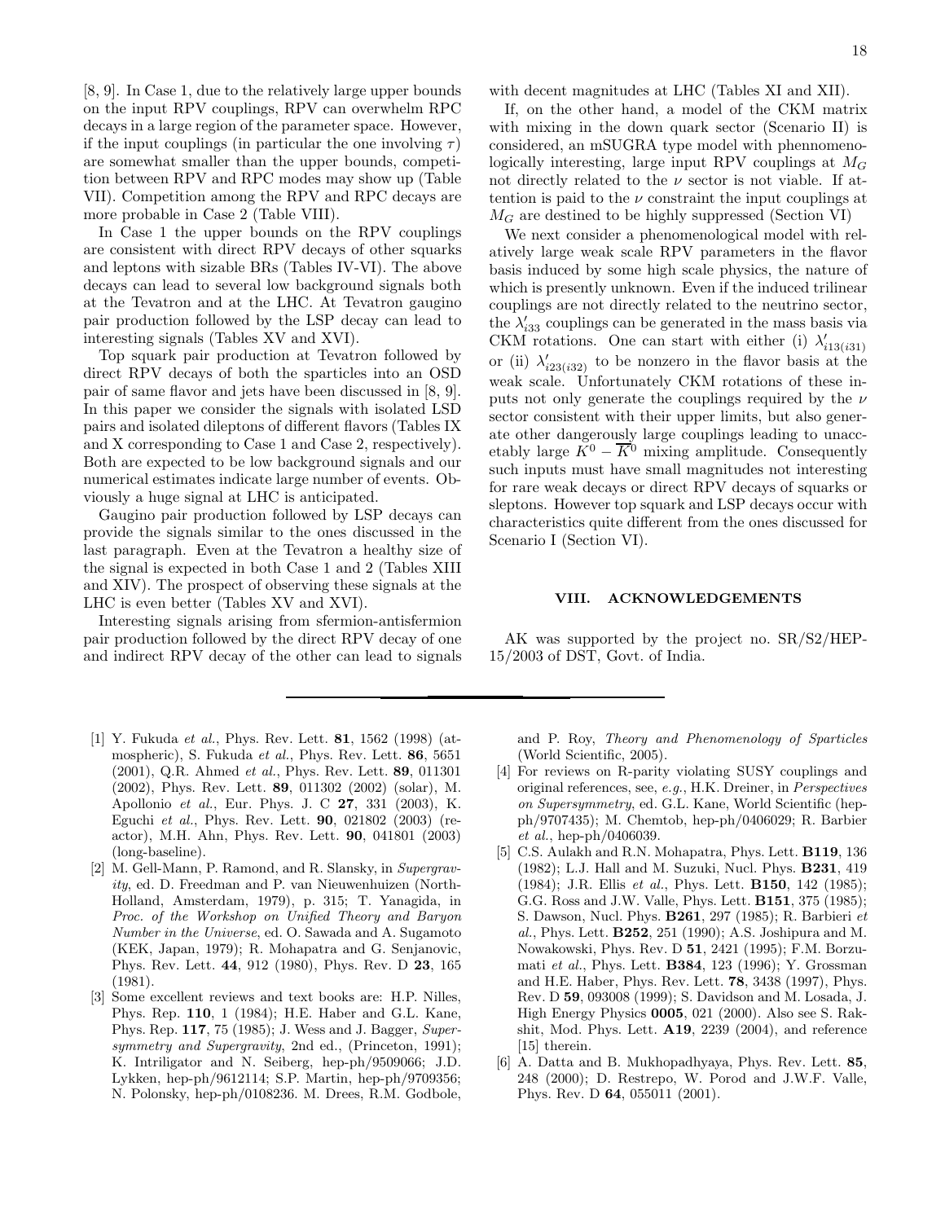[8, 9]. In Case 1, due to the relatively large upper bounds on the input RPV couplings, RPV can overwhelm RPC decays in a large region of the parameter space. However, if the input couplings (in particular the one involving $\tau$) are somewhat smaller than the upper bounds, competition between RPV and RPC modes may show up (Table VII). Competition among the RPV and RPC decays are more probable in Case 2 (Table VIII).

In Case 1 the upper bounds on the RPV couplings are consistent with direct RPV decays of other squarks and leptons with sizable BRs (Tables IV-VI). The above decays can lead to several low background signals both at the Tevatron and at the LHC. At Tevatron gaugino pair production followed by the LSP decay can lead to interesting signals (Tables XV and XVI).

Top squark pair production at Tevatron followed by direct RPV decays of both the sparticles into an OSD pair of same flavor and jets have been discussed in [8, 9]. In this paper we consider the signals with isolated LSD pairs and isolated dileptons of different flavors (Tables IX and X corresponding to Case 1 and Case 2, respectively). Both are expected to be low background signals and our numerical estimates indicate large number of events. Obviously a huge signal at LHC is anticipated.

Gaugino pair production followed by LSP decays can provide the signals similar to the ones discussed in the last paragraph. Even at the Tevatron a healthy size of the signal is expected in both Case 1 and 2 (Tables XIII and XIV). The prospect of observing these signals at the LHC is even better (Tables XV and XVI).

Interesting signals arising from sfermion-antisfermion pair production followed by the direct RPV decay of one and indirect RPV decay of the other can lead to signals with decent magnitudes at LHC (Tables XI and XII).

If, on the other hand, a model of the CKM matrix with mixing in the down quark sector (Scenario II) is considered, an mSUGRA type model with phennomenologically interesting, large input RPV couplings at $M_G$ not directly related to the $\nu$ sector is not viable. If attention is paid to the $\nu$ constraint the input couplings at $M_G$ are destined to be highly suppressed (Section VI)

We next consider a phenomenological model with relatively large weak scale RPV parameters in the flavor basis induced by some high scale physics, the nature of which is presently unknown. Even if the induced trilinear couplings are not directly related to the neutrino sector, the $\lambda'_{i33}$ couplings can be generated in the mass basis via CKM rotations. One can start with either (i) $\lambda'_{i13(i31)}$ or (ii) $\lambda'_{i23(i32)}$ to be nonzero in the flavor basis at the weak scale. Unfortunately CKM rotations of these inputs not only generate the couplings required by the $\nu$ sector consistent with their upper limits, but also generate other dangerously large couplings leading to unaccetably large $K^0 - \overline{K}^0$ mixing amplitude. Consequently such inputs must have small magnitudes not interesting for rare weak decays or direct RPV decays of squarks or sleptons. However top squark and LSP decays occur with characteristics quite different from the ones discussed for Scenario I (Section VI).

## VIII. ACKNOWLEDGEMENTS

AK was supported by the project no. SR/S2/HEP-15/2003 of DST, Govt. of India.

---

[1] Y. Fukuda *et al.*, Phys. Rev. Lett. **81**, 1562 (1998) (atmospheric), S. Fukuda *et al.*, Phys. Rev. Lett. **86**, 5651 (2001), Q.R. Ahmed *et al.*, Phys. Rev. Lett. **89**, 011301 (2002), Phys. Rev. Lett. **89**, 011302 (2002) (solar), M. Apollonio *et al.*, Eur. Phys. J. C **27**, 331 (2003), K. Eguchi *et al.*, Phys. Rev. Lett. **90**, 021802 (2003) (reactor), M.H. Ahn, Phys. Rev. Lett. **90**, 041801 (2003) (long-baseline).

[2] M. Gell-Mann, P. Ramond, and R. Slansky, in *Supergravity*, ed. D. Freedman and P. van Nieuwenhuizen (North-Holland, Amsterdam, 1979), p. 315; T. Yanagida, in *Proc. of the Workshop on Unified Theory and Baryon Number in the Universe*, ed. O. Sawada and A. Sugamoto (KEK, Japan, 1979); R. Mohapatra and G. Senjanovic, Phys. Rev. Lett. **44**, 912 (1980), Phys. Rev. D **23**, 165 (1981).

[3] Some excellent reviews and text books are: H.P. Nilles, Phys. Rep. **110**, 1 (1984); H.E. Haber and G.L. Kane, Phys. Rep. **117**, 75 (1985); J. Wess and J. Bagger, *Supersymmetry and Supergravity*, 2nd ed., (Princeton, 1991); K. Intriligator and N. Seiberg, hep-ph/9509066; J.D. Lykken, hep-ph/9612114; S.P. Martin, hep-ph/9709356; N. Polonsky, hep-ph/0108236. M. Drees, R.M. Godbole, and P. Roy, *Theory and Phenomenology of Sparticles* (World Scientific, 2005).

[4] For reviews on R-parity violating SUSY couplings and original references, see, *e.g.*, H.K. Dreiner, in *Perspectives on Supersymmetry*, ed. G.L. Kane, World Scientific (hep-ph/9707435); M. Chemtob, hep-ph/0406029; R. Barbier *et al.*, hep-ph/0406039.

[5] C.S. Aulakh and R.N. Mohapatra, Phys. Lett. **B119**, 136 (1982); L.J. Hall and M. Suzuki, Nucl. Phys. **B231**, 419 (1984); J.R. Ellis *et al.*, Phys. Lett. **B150**, 142 (1985); G.G. Ross and J.W. Valle, Phys. Lett. **B151**, 375 (1985); S. Dawson, Nucl. Phys. **B261**, 297 (1985); R. Barbieri *et al.*, Phys. Lett. **B252**, 251 (1990); A.S. Joshipura and M. Nowakowski, Phys. Rev. D **51**, 2421 (1995); F.M. Borzumati *et al.*, Phys. Lett. **B384**, 123 (1996); Y. Grossman and H.E. Haber, Phys. Rev. Lett. **78**, 3438 (1997), Phys. Rev. D **59**, 093008 (1999); S. Davidson and M. Losada, J. High Energy Physics **0005**, 021 (2000). Also see S. Rakshit, Mod. Phys. Lett. **A19**, 2239 (2004), and reference [15] therein.

[6] A. Datta and B. Mukhopadhyaya, Phys. Rev. Lett. **85**, 248 (2000); D. Restrepo, W. Porod and J.W.F. Valle, Phys. Rev. D **64**, 055011 (2001).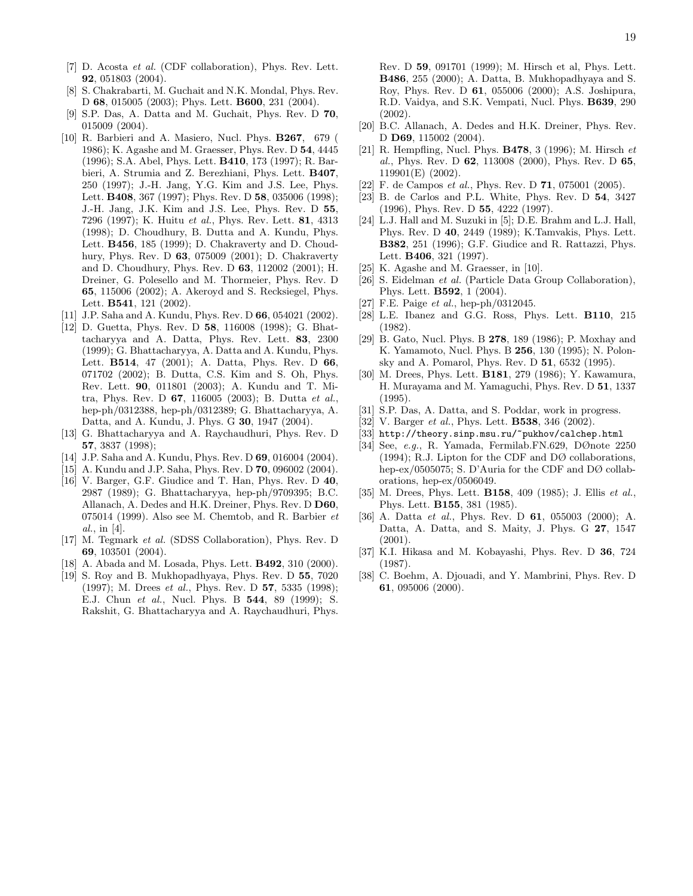[7] D. Acosta *et al.* (CDF collaboration), Phys. Rev. Lett. **92**, 051803 (2004).

[8] S. Chakrabarti, M. Guchait and N.K. Mondal, Phys. Rev. D **68**, 015005 (2003); Phys. Lett. **B600**, 231 (2004).

[9] S.P. Das, A. Datta and M. Guchait, Phys. Rev. D **70**, 015009 (2004).

[10] R. Barbieri and A. Masiero, Nucl. Phys. **B267**, 679 ( 1986); K. Agashe and M. Graesser, Phys. Rev. D **54**, 4445 (1996); S.A. Abel, Phys. Lett. **B410**, 173 (1997); R. Barbieri, A. Strumia and Z. Berezhiani, Phys. Lett. **B407**, 250 (1997); J.-H. Jang, Y.G. Kim and J.S. Lee, Phys. Lett. **B408**, 367 (1997); Phys. Rev. D **58**, 035006 (1998); J.-H. Jang, J.K. Kim and J.S. Lee, Phys. Rev. D **55**, 7296 (1997); K. Huitu *et al.*, Phys. Rev. Lett. **81**, 4313 (1998); D. Choudhury, B. Dutta and A. Kundu, Phys. Lett. **B456**, 185 (1999); D. Chakraverty and D. Choudhury, Phys. Rev. D **63**, 075009 (2001); D. Chakraverty and D. Choudhury, Phys. Rev. D **63**, 112002 (2001); H. Dreiner, G. Polesello and M. Thormeier, Phys. Rev. D **65**, 115006 (2002); A. Akeroyd and S. Recksiegel, Phys. Lett. **B541**, 121 (2002).

[11] J.P. Saha and A. Kundu, Phys. Rev. D **66**, 054021 (2002).

[12] D. Guetta, Phys. Rev. D **58**, 116008 (1998); G. Bhattacharyya and A. Datta, Phys. Rev. Lett. **83**, 2300 (1999); G. Bhattacharyya, A. Datta and A. Kundu, Phys. Lett. **B514**, 47 (2001); A. Datta, Phys. Rev. D **66**, 071702 (2002); B. Dutta, C.S. Kim and S. Oh, Phys. Rev. Lett. **90**, 011801 (2003); A. Kundu and T. Mitra, Phys. Rev. D **67**, 116005 (2003); B. Dutta *et al.*, hep-ph/0312388, hep-ph/0312389; G. Bhattacharyya, A. Datta, and A. Kundu, J. Phys. G **30**, 1947 (2004).

[13] G. Bhattacharyya and A. Raychaudhuri, Phys. Rev. D **57**, 3837 (1998);

[14] J.P. Saha and A. Kundu, Phys. Rev. D **69**, 016004 (2004).

[15] A. Kundu and J.P. Saha, Phys. Rev. D **70**, 096002 (2004).

[16] V. Barger, G.F. Giudice and T. Han, Phys. Rev. D **40**, 2987 (1989); G. Bhattacharyya, hep-ph/9709395; B.C. Allanach, A. Dedes and H.K. Dreiner, Phys. Rev. D **D60**, 075014 (1999). Also see M. Chemtob, and R. Barbier *et al.*, in [4].

[17] M. Tegmark *et al.* (SDSS Collaboration), Phys. Rev. D **69**, 103501 (2004).

[18] A. Abada and M. Losada, Phys. Lett. **B492**, 310 (2000).

[19] S. Roy and B. Mukhopadhyaya, Phys. Rev. D **55**, 7020 (1997); M. Drees *et al.*, Phys. Rev. D **57**, 5335 (1998); E.J. Chun *et al.*, Nucl. Phys. B **544**, 89 (1999); S. Rakshit, G. Bhattacharyya and A. Raychaudhuri, Phys. Rev. D **59**, 091701 (1999); M. Hirsch et al, Phys. Lett. **B486**, 255 (2000); A. Datta, B. Mukhopadhyaya and S. Roy, Phys. Rev. D **61**, 055006 (2000); A.S. Joshipura, R.D. Vaidya, and S.K. Vempati, Nucl. Phys. **B639**, 290 (2002).

[20] B.C. Allanach, A. Dedes and H.K. Dreiner, Phys. Rev. D **D69**, 115002 (2004).

[21] R. Hempfling, Nucl. Phys. **B478**, 3 (1996); M. Hirsch *et al.*, Phys. Rev. D **62**, 113008 (2000), Phys. Rev. D **65**, 119901(E) (2002).

[22] F. de Campos *et al.*, Phys. Rev. D **71**, 075001 (2005).

[23] B. de Carlos and P.L. White, Phys. Rev. D **54**, 3427 (1996), Phys. Rev. D **55**, 4222 (1997).

[24] L.J. Hall and M. Suzuki in [5]; D.E. Brahm and L.J. Hall, Phys. Rev. D **40**, 2449 (1989); K.Tamvakis, Phys. Lett. **B382**, 251 (1996); G.F. Giudice and R. Rattazzi, Phys. Lett. **B406**, 321 (1997).

[25] K. Agashe and M. Graesser, in [10].

[26] S. Eidelman *et al.* (Particle Data Group Collaboration), Phys. Lett. **B592**, 1 (2004).

[27] F.E. Paige *et al.*, hep-ph/0312045.

[28] L.E. Ibanez and G.G. Ross, Phys. Lett. **B110**, 215 (1982).

[29] B. Gato, Nucl. Phys. B **278**, 189 (1986); P. Moxhay and K. Yamamoto, Nucl. Phys. B **256**, 130 (1995); N. Polonsky and A. Pomarol, Phys. Rev. D **51**, 6532 (1995).

[30] M. Drees, Phys. Lett. **B181**, 279 (1986); Y. Kawamura, H. Murayama and M. Yamaguchi, Phys. Rev. D **51**, 1337 (1995).

[31] S.P. Das, A. Datta, and S. Poddar, work in progress.

[32] V. Barger *et al.*, Phys. Lett. **B538**, 346 (2002).

[33] `http://theory.sinp.msu.ru/~pukhov/calchep.html`

[34] See, *e.g.*, R. Yamada, Fermilab.FN.629, DØnote 2250 (1994); R.J. Lipton for the CDF and DØ collaborations, hep-ex/0505075; S. D'Auria for the CDF and DØ collaborations, hep-ex/0506049.

[35] M. Drees, Phys. Lett. **B158**, 409 (1985); J. Ellis *et al.*, Phys. Lett. **B155**, 381 (1985).

[36] A. Datta *et al.*, Phys. Rev. D **61**, 055003 (2000); A. Datta, A. Datta, and S. Maity, J. Phys. G **27**, 1547 (2001).

[37] K.I. Hikasa and M. Kobayashi, Phys. Rev. D **36**, 724 (1987).

[38] C. Boehm, A. Djouadi, and Y. Mambrini, Phys. Rev. D **61**, 095006 (2000).